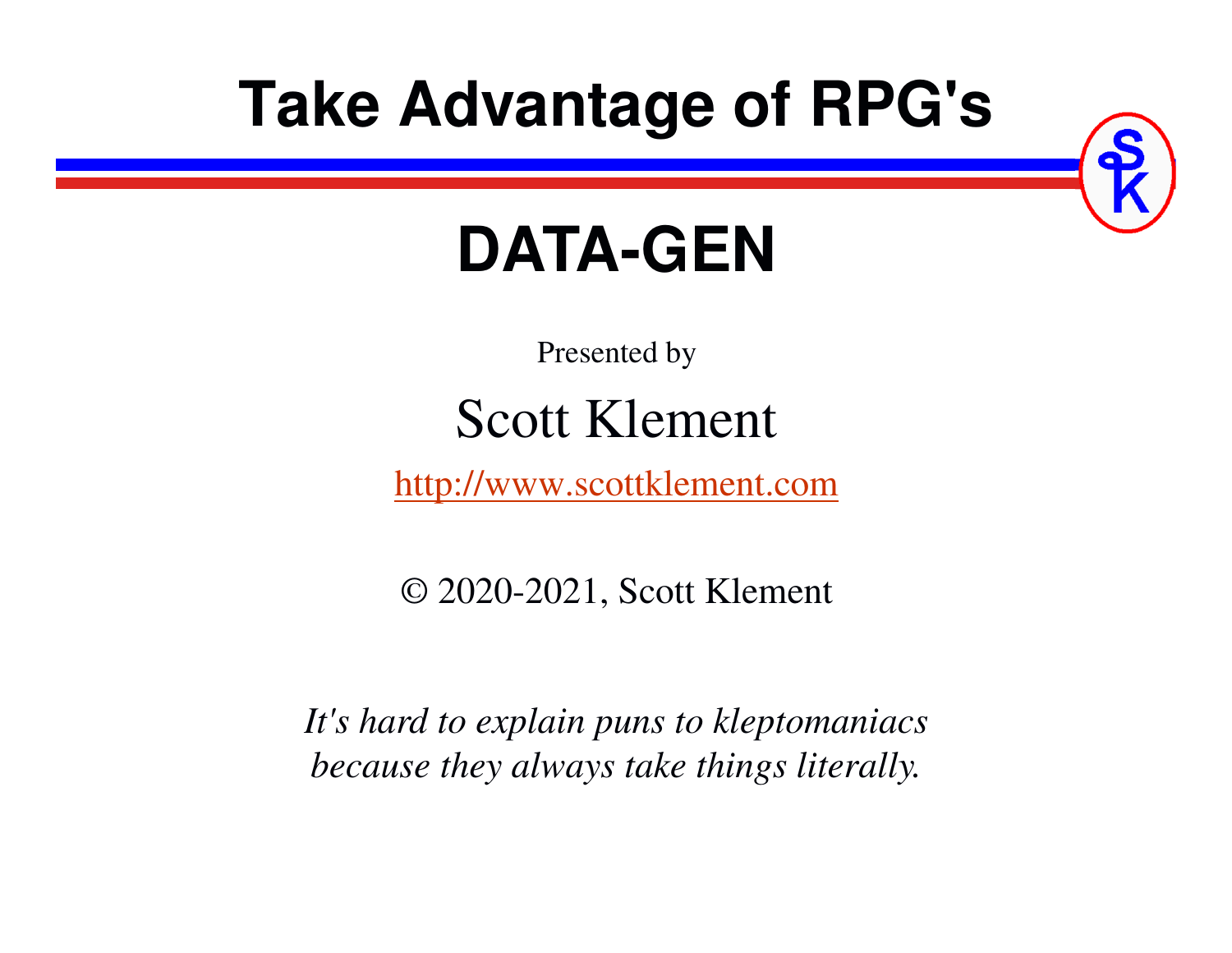# Take Advantage of RPG's

# DATA-GEN

Presented by

Scott Klement

http://www.scottklement.com

© 2020-2021, Scott Klement

*It's hard to explain puns to kleptomaniacs because they always take things literally.*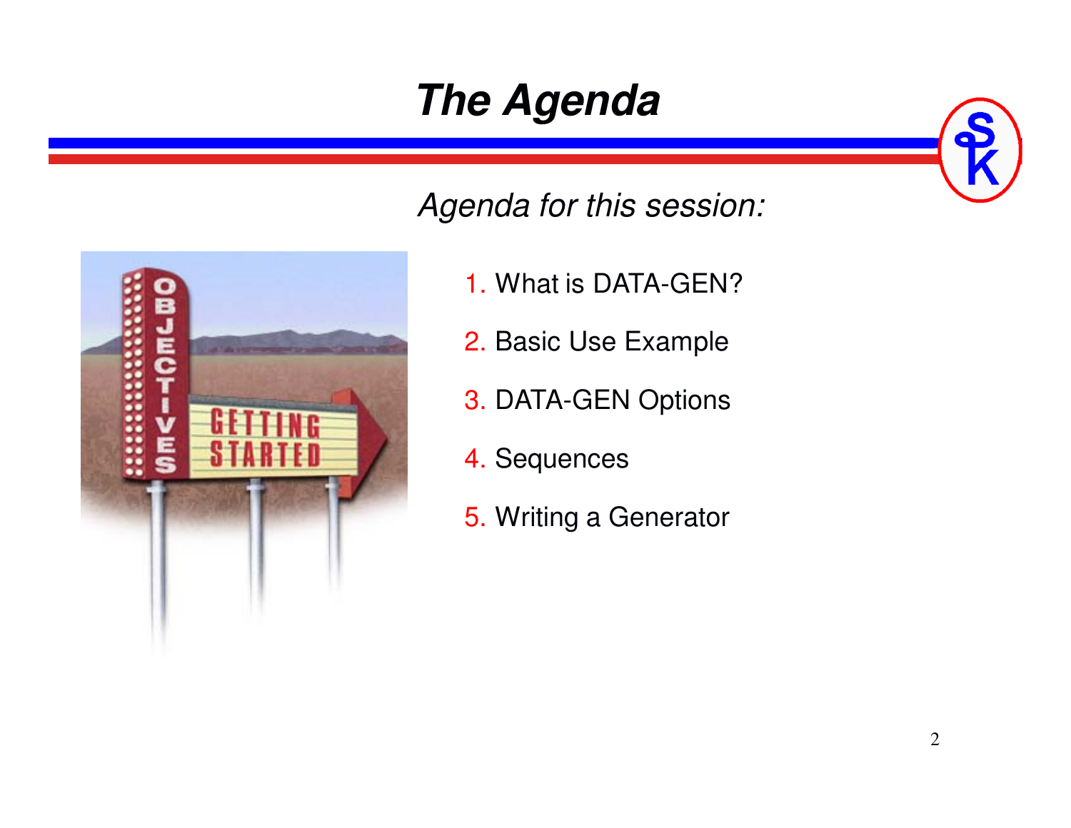# The Agenda

*Agenda for this session:*

1. What is DATA-GEN?
2. Basic Use Example
3. DATA-GEN Options
4. Sequences
5. Writing a Generator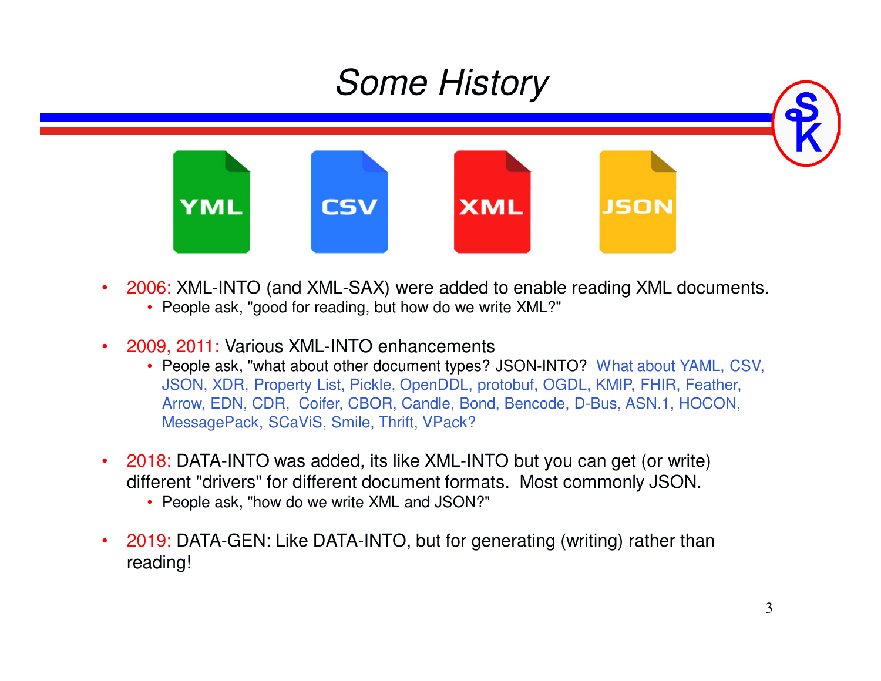# Some History

- 2006: XML-INTO (and XML-SAX) were added to enable reading XML documents.
  - People ask, "good for reading, but how do we write XML?"
- 2009, 2011: Various XML-INTO enhancements
  - People ask, "what about other document types? JSON-INTO? What about YAML, CSV, JSON, XDR, Property List, Pickle, OpenDDL, protobuf, OGDL, KMIP, FHIR, Feather, Arrow, EDN, CDR, Coifer, CBOR, Candle, Bond, Bencode, D-Bus, ASN.1, HOCON, MessagePack, SCaViS, Smile, Thrift, VPack?
- 2018: DATA-INTO was added, its like XML-INTO but you can get (or write) different "drivers" for different document formats. Most commonly JSON.
  - People ask, "how do we write XML and JSON?"
- 2019: DATA-GEN: Like DATA-INTO, but for generating (writing) rather than reading!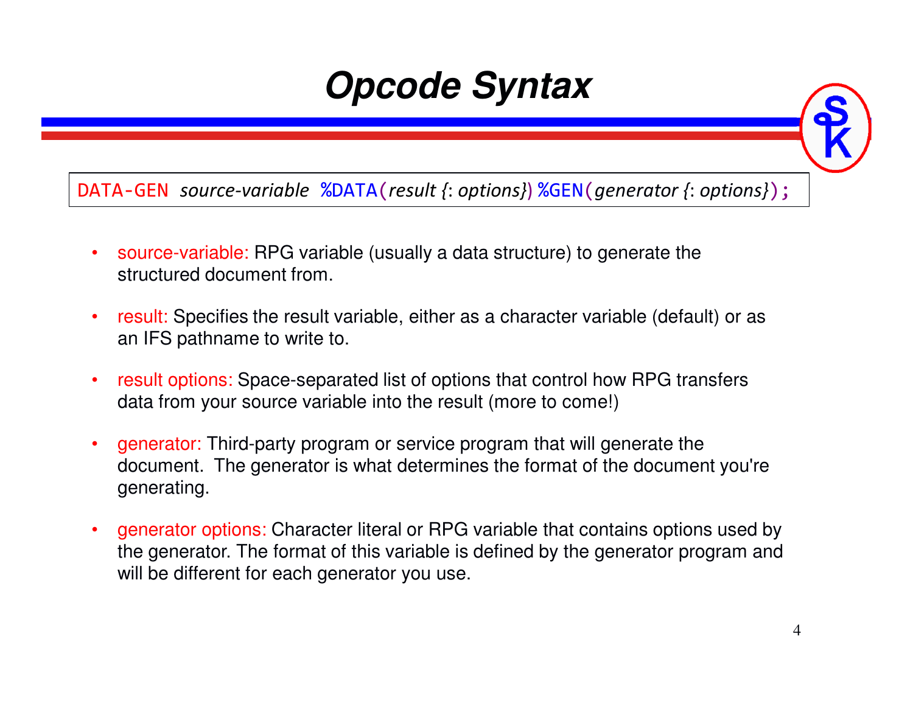# Opcode Syntax

```
DATA-GEN source-variable %DATA(result {: options}) %GEN(generator {: options});
```

- source-variable: RPG variable (usually a data structure) to generate the structured document from.

- result: Specifies the result variable, either as a character variable (default) or as an IFS pathname to write to.

- result options: Space-separated list of options that control how RPG transfers data from your source variable into the result (more to come!)

- generator: Third-party program or service program that will generate the document. The generator is what determines the format of the document you're generating.

- generator options: Character literal or RPG variable that contains options used by the generator. The format of this variable is defined by the generator program and will be different for each generator you use.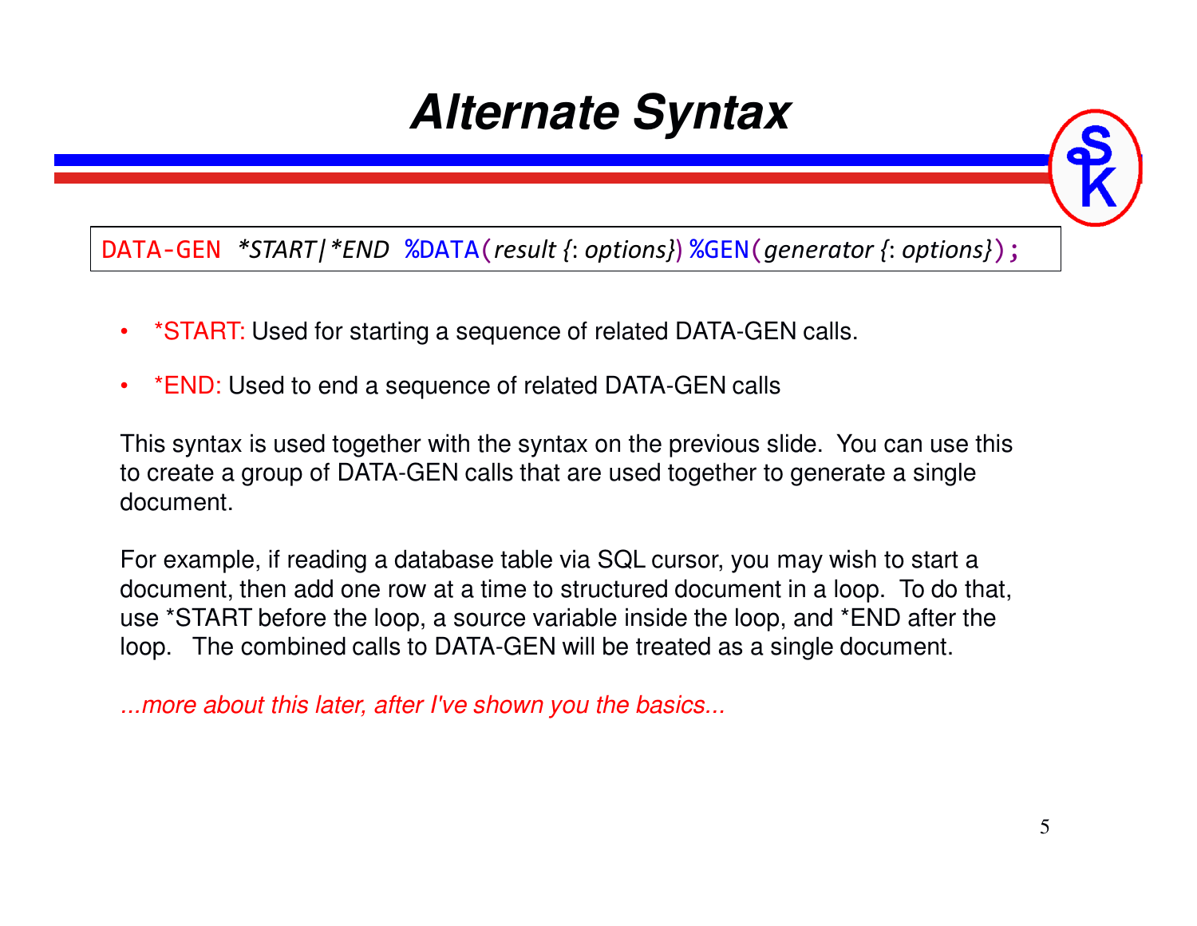# Alternate Syntax

```
DATA-GEN  *START|*END  %DATA(result {: options}) %GEN(generator {: options});
```

- *START: Used for starting a sequence of related DATA-GEN calls.
- *END: Used to end a sequence of related DATA-GEN calls

This syntax is used together with the syntax on the previous slide. You can use this to create a group of DATA-GEN calls that are used together to generate a single document.

For example, if reading a database table via SQL cursor, you may wish to start a document, then add one row at a time to structured document in a loop. To do that, use *START before the loop, a source variable inside the loop, and *END after the loop. The combined calls to DATA-GEN will be treated as a single document.

*...more about this later, after I've shown you the basics...*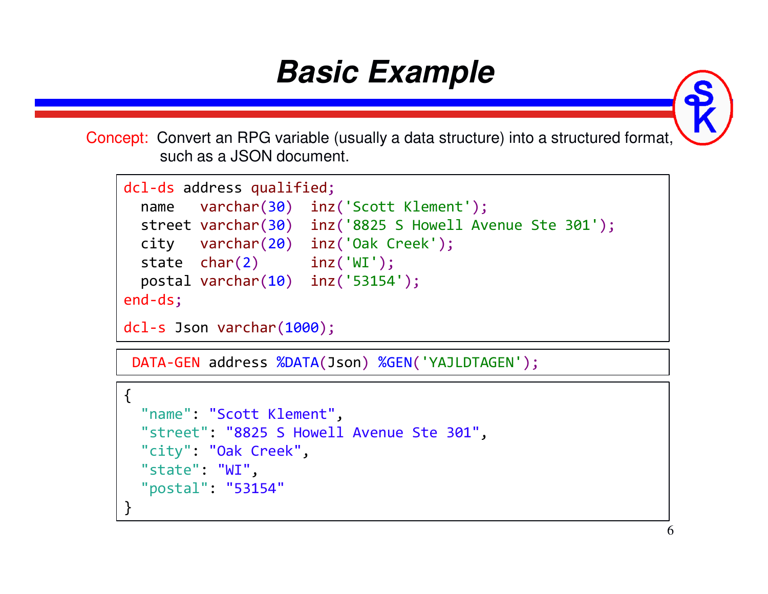# Basic Example

Concept: Convert an RPG variable (usually a data structure) into a structured format, such as a JSON document.

```
dcl-ds address qualified;
  name   varchar(30)  inz('Scott Klement');
  street varchar(30)  inz('8825 S Howell Avenue Ste 301');
  city   varchar(20)  inz('Oak Creek');
  state  char(2)      inz('WI');
  postal varchar(10)  inz('53154');
end-ds;

dcl-s Json varchar(1000);
```

```
DATA-GEN address %DATA(Json) %GEN('YAJLDTAGEN');
```

```
{
  "name": "Scott Klement",
  "street": "8825 S Howell Avenue Ste 301",
  "city": "Oak Creek",
  "state": "WI",
  "postal": "53154"
}
```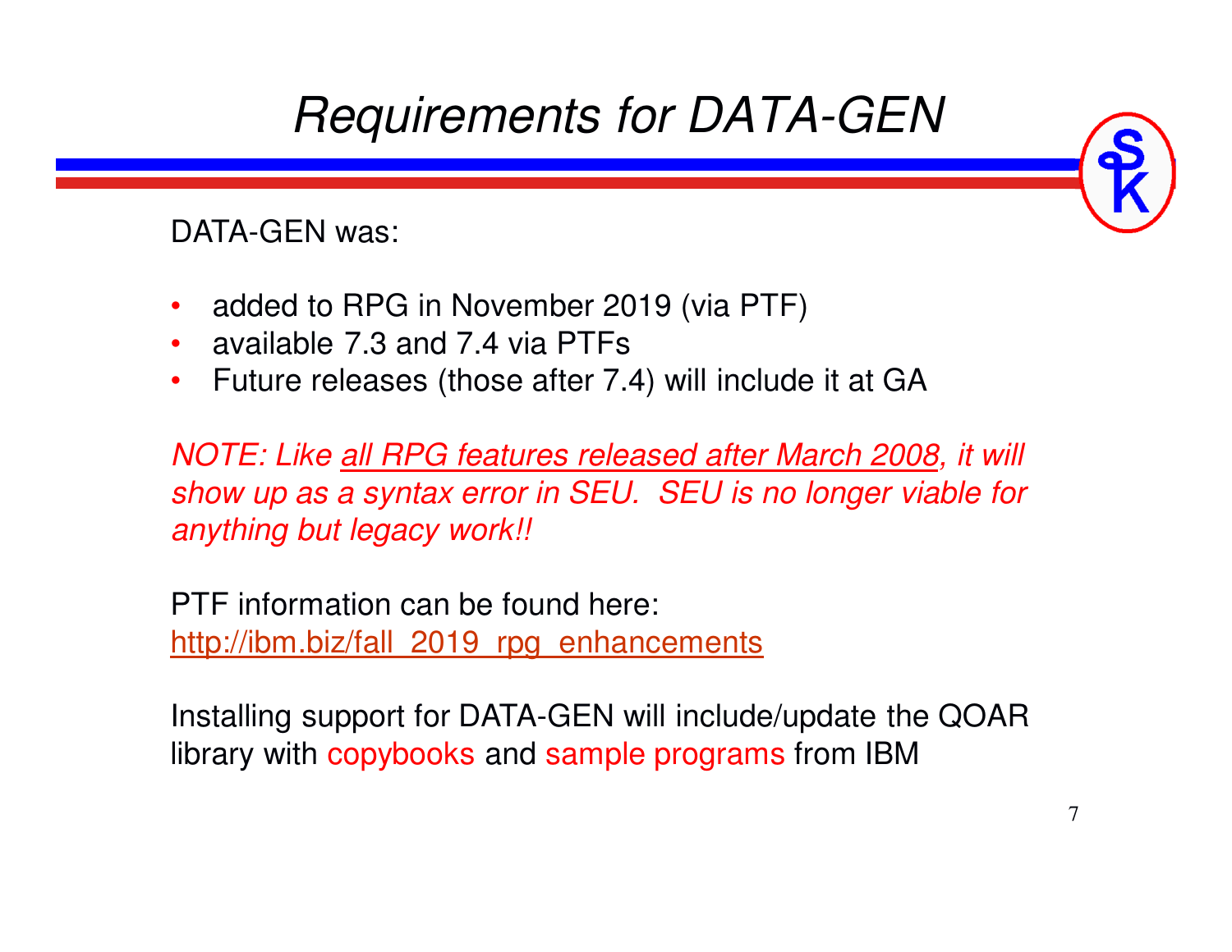# *Requirements for DATA-GEN*

DATA-GEN was:

- added to RPG in November 2019 (via PTF)
- available 7.3 and 7.4 via PTFs
- Future releases (those after 7.4) will include it at GA

*NOTE: Like all RPG features released after March 2008, it will show up as a syntax error in SEU. SEU is no longer viable for anything but legacy work!!*

PTF information can be found here:
http://ibm.biz/fall_2019_rpg_enhancements

Installing support for DATA-GEN will include/update the QOAR library with copybooks and sample programs from IBM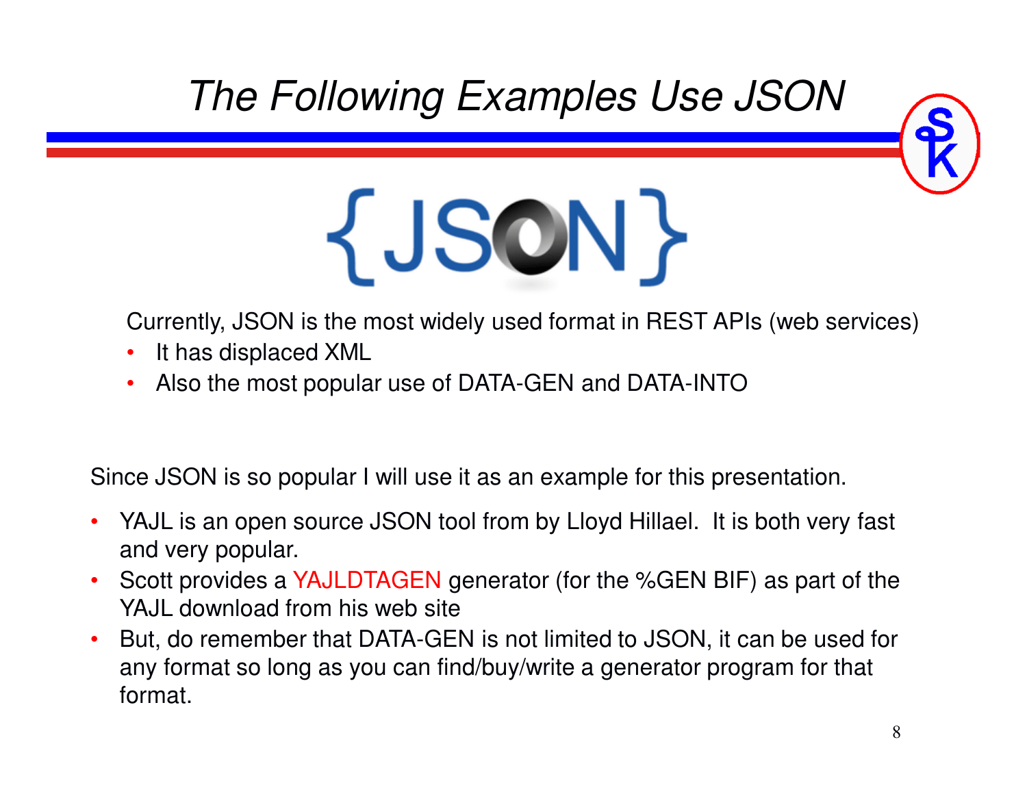# The Following Examples Use JSON

{JSON}

Currently, JSON is the most widely used format in REST APIs (web services)

- It has displaced XML
- Also the most popular use of DATA-GEN and DATA-INTO

Since JSON is so popular I will use it as an example for this presentation.

- YAJL is an open source JSON tool from by Lloyd Hillael. It is both very fast and very popular.
- Scott provides a YAJLDTAGEN generator (for the %GEN BIF) as part of the YAJL download from his web site
- But, do remember that DATA-GEN is not limited to JSON, it can be used for any format so long as you can find/buy/write a generator program for that format.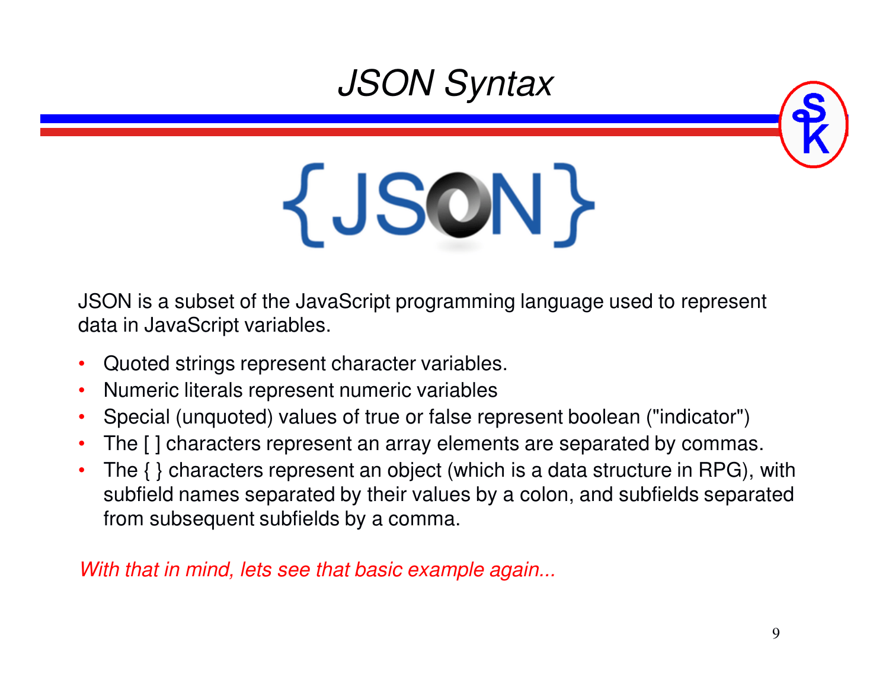# *JSON Syntax*

JSON is a subset of the JavaScript programming language used to represent data in JavaScript variables.

- Quoted strings represent character variables.
- Numeric literals represent numeric variables
- Special (unquoted) values of true or false represent boolean ("indicator")
- The [ ] characters represent an array elements are separated by commas.
- The { } characters represent an object (which is a data structure in RPG), with subfield names separated by their values by a colon, and subfields separated from subsequent subfields by a comma.

*With that in mind, lets see that basic example again...*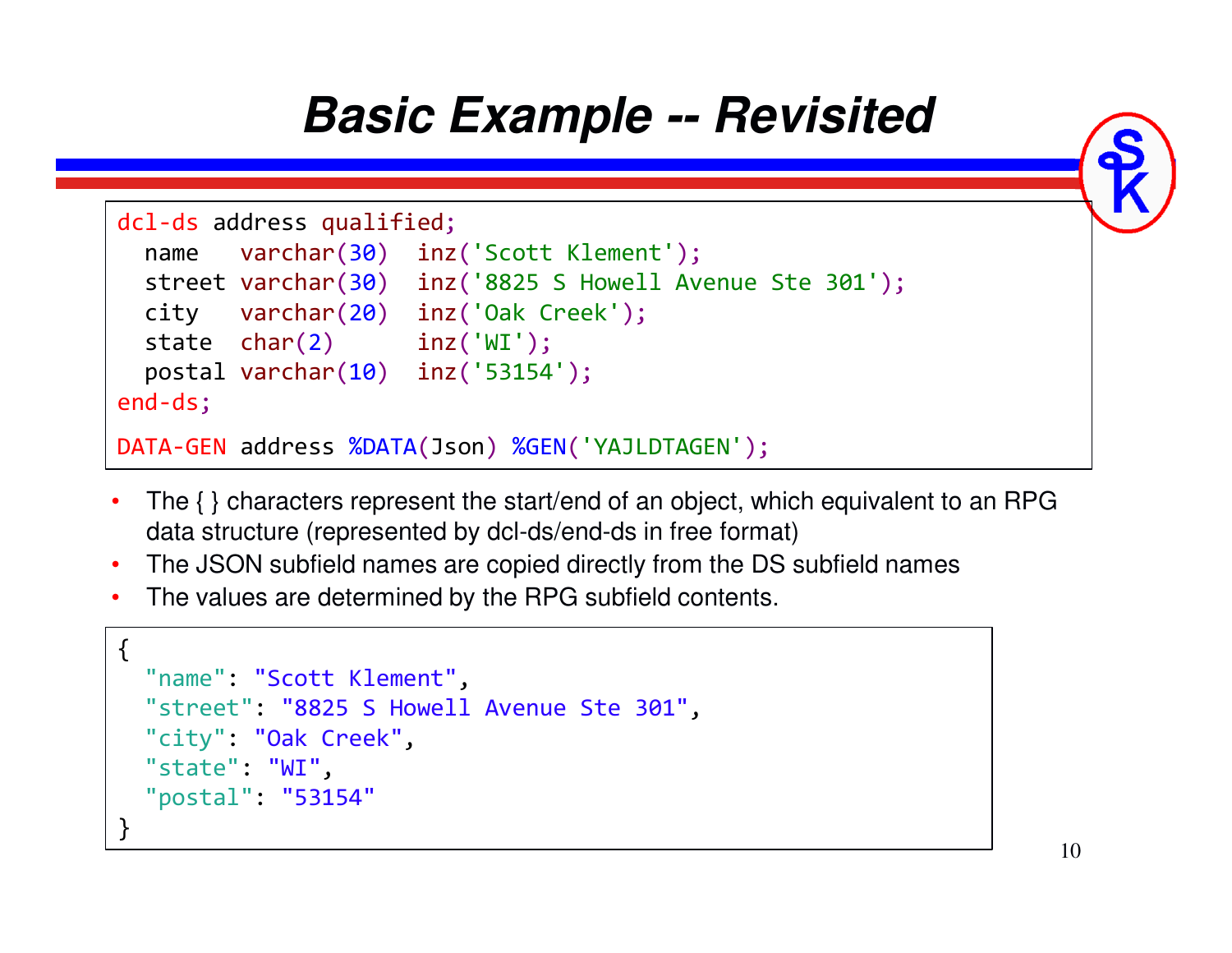# Basic Example -- Revisited

```
dcl-ds address qualified;
  name   varchar(30)  inz('Scott Klement');
  street varchar(30)  inz('8825 S Howell Avenue Ste 301');
  city   varchar(20)  inz('Oak Creek');
  state  char(2)      inz('WI');
  postal varchar(10)  inz('53154');
end-ds;

DATA-GEN address %DATA(Json) %GEN('YAJLDTAGEN');
```

- The { } characters represent the start/end of an object, which equivalent to an RPG data structure (represented by dcl-ds/end-ds in free format)
- The JSON subfield names are copied directly from the DS subfield names
- The values are determined by the RPG subfield contents.

```
{
  "name": "Scott Klement",
  "street": "8825 S Howell Avenue Ste 301",
  "city": "Oak Creek",
  "state": "WI",
  "postal": "53154"
}
```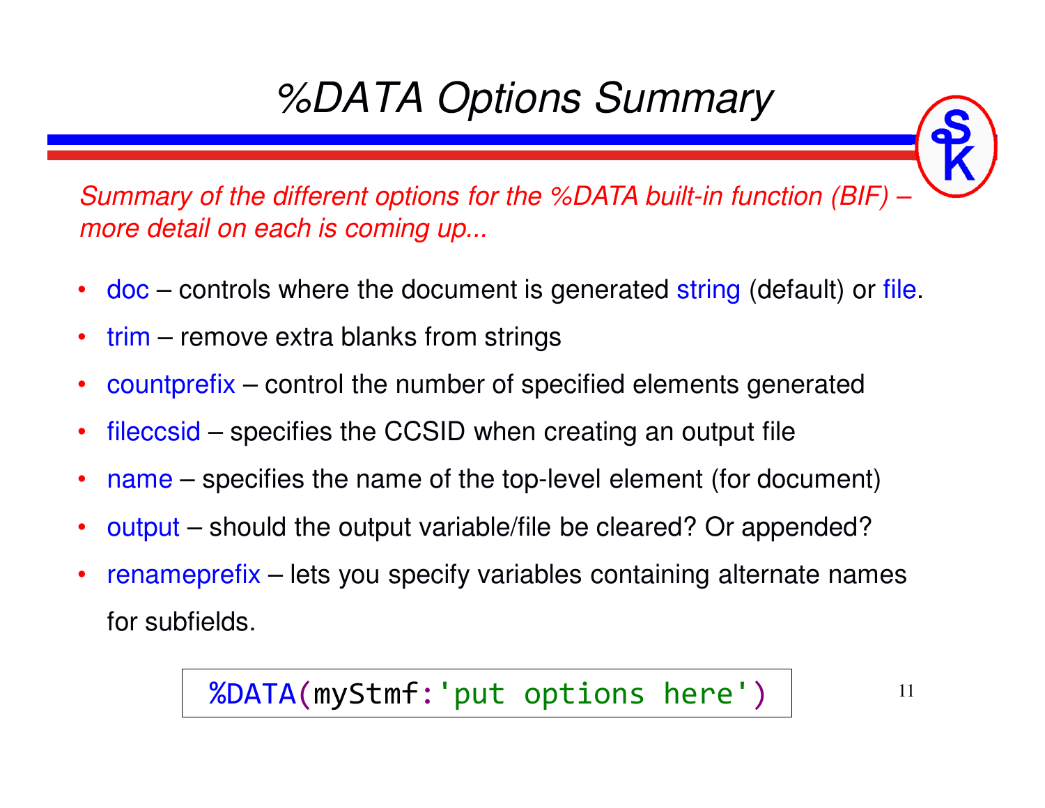# %DATA Options Summary

*Summary of the different options for the %DATA built-in function (BIF) – more detail on each is coming up...*

- doc – controls where the document is generated string (default) or file.
- trim – remove extra blanks from strings
- countprefix – control the number of specified elements generated
- fileccsid – specifies the CCSID when creating an output file
- name – specifies the name of the top-level element (for document)
- output – should the output variable/file be cleared? Or appended?
- renameprefix – lets you specify variables containing alternate names for subfields.

```
%DATA(myStmf:'put options here')
```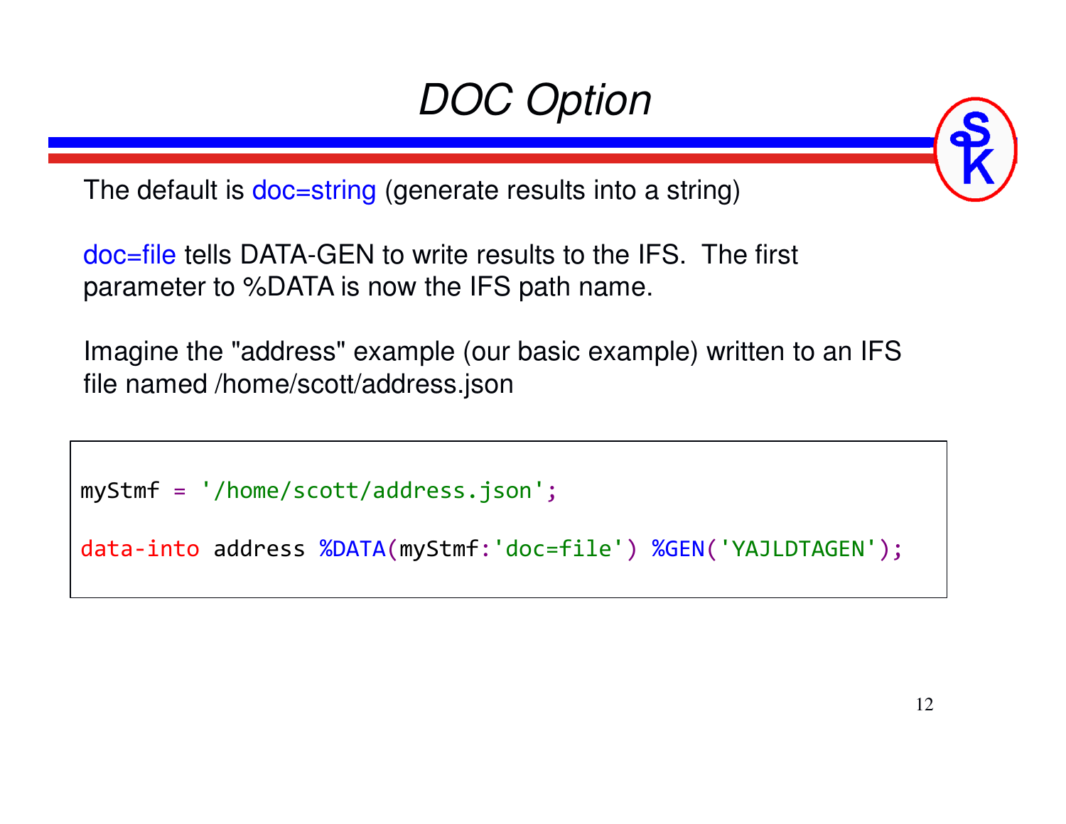# DOC Option

The default is doc=string (generate results into a string)

doc=file tells DATA-GEN to write results to the IFS. The first parameter to %DATA is now the IFS path name.

Imagine the "address" example (our basic example) written to an IFS file named /home/scott/address.json

```
myStmf = '/home/scott/address.json';

data-into address %DATA(myStmf:'doc=file') %GEN('YAJLDTAGEN');
```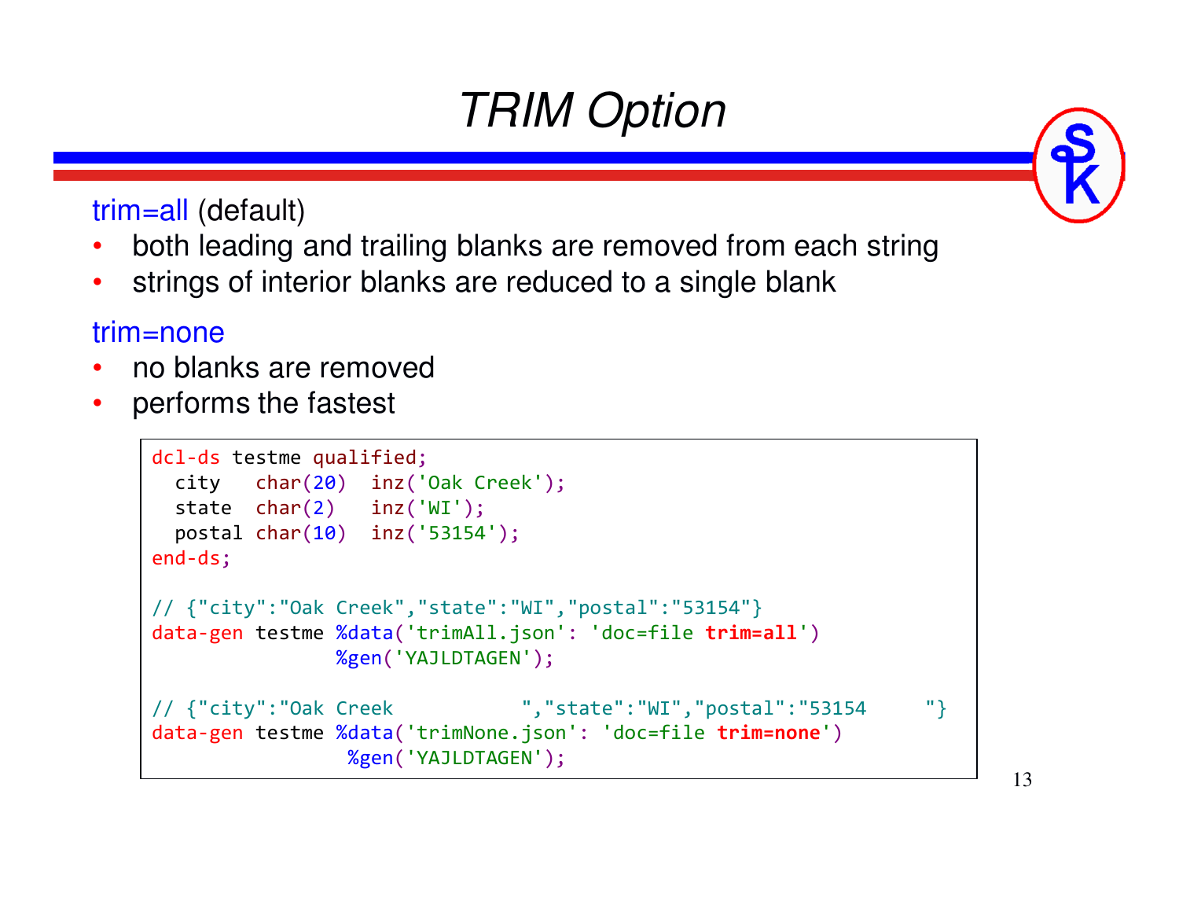# TRIM Option

trim=all (default)

- both leading and trailing blanks are removed from each string
- strings of interior blanks are reduced to a single blank

trim=none

- no blanks are removed
- performs the fastest

```
dcl-ds testme qualified;
  city   char(20)  inz('Oak Creek');
  state  char(2)   inz('WI');
  postal char(10)  inz('53154');
end-ds;

// {"city":"Oak Creek","state":"WI","postal":"53154"}
data-gen testme %data('trimAll.json': 'doc=file trim=all')
                %gen('YAJLDTAGEN');

// {"city":"Oak Creek           ","state":"WI","postal":"53154     "}
data-gen testme %data('trimNone.json': 'doc=file trim=none')
                 %gen('YAJLDTAGEN');
```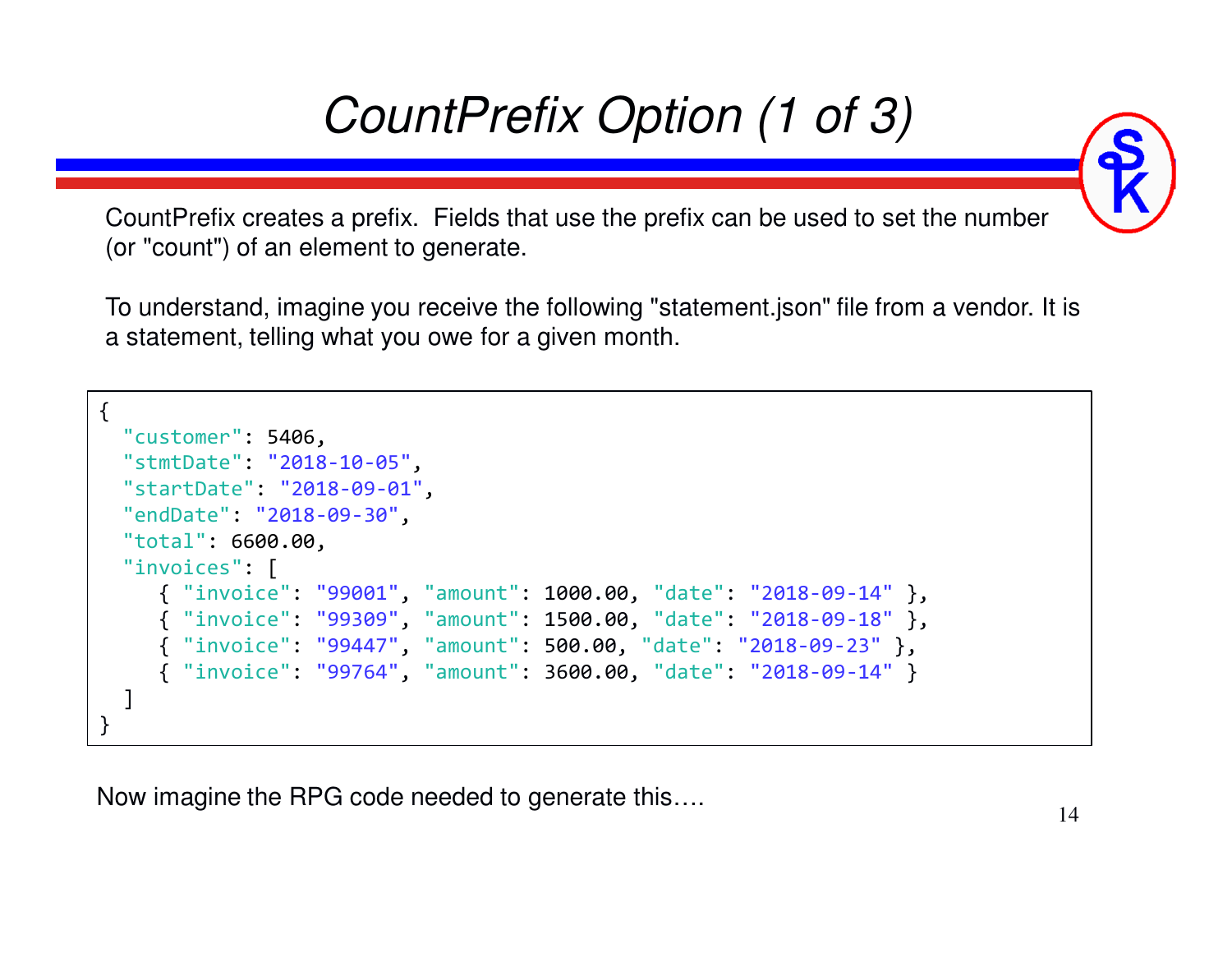# CountPrefix Option (1 of 3)

CountPrefix creates a prefix. Fields that use the prefix can be used to set the number (or "count") of an element to generate.

To understand, imagine you receive the following "statement.json" file from a vendor. It is a statement, telling what you owe for a given month.

```
{
  "customer": 5406,
  "stmtDate": "2018-10-05",
  "startDate": "2018-09-01",
  "endDate": "2018-09-30",
  "total": 6600.00,
  "invoices": [
     { "invoice": "99001", "amount": 1000.00, "date": "2018-09-14" },
     { "invoice": "99309", "amount": 1500.00, "date": "2018-09-18" },
     { "invoice": "99447", "amount": 500.00, "date": "2018-09-23" },
     { "invoice": "99764", "amount": 3600.00, "date": "2018-09-14" }
  ]
}
```

Now imagine the RPG code needed to generate this….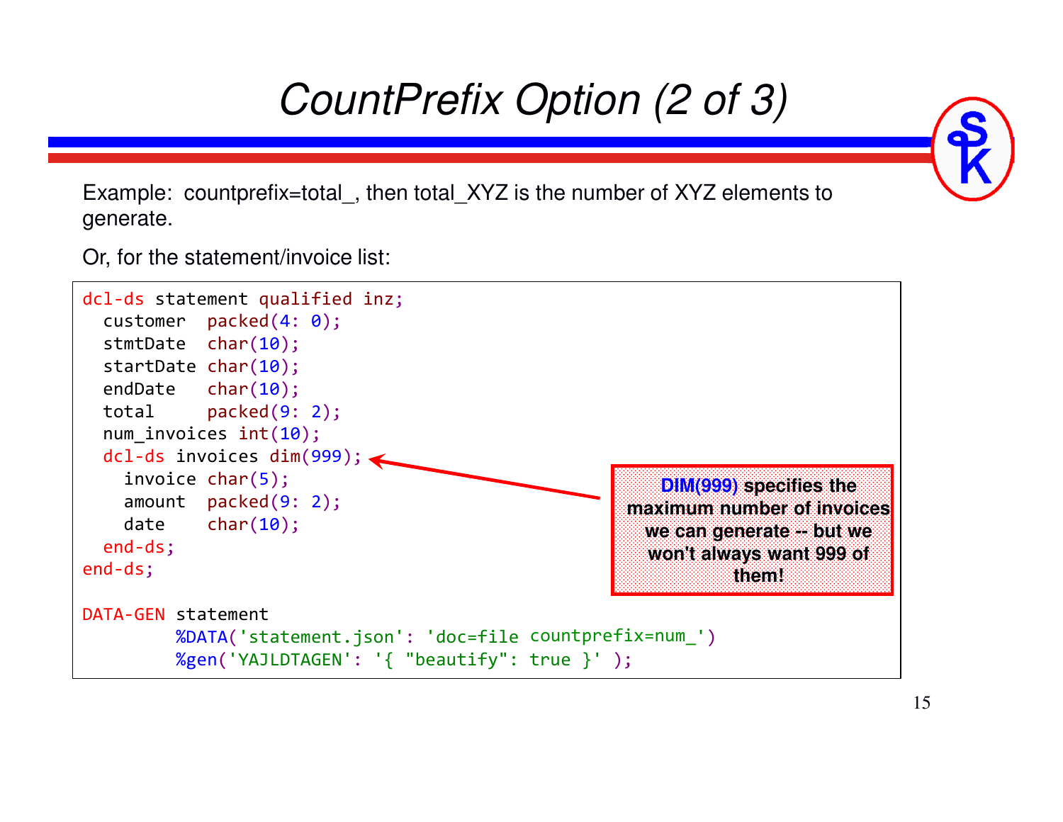# CountPrefix Option (2 of 3)

Example: countprefix=total_, then total_XYZ is the number of XYZ elements to generate.

Or, for the statement/invoice list:

```
dcl-ds statement qualified inz;
  customer  packed(4: 0);
  stmtDate  char(10);
  startDate char(10);
  endDate   char(10);
  total     packed(9: 2);
  num_invoices int(10);
  dcl-ds invoices dim(999);
    invoice char(5);
    amount  packed(9: 2);
    date    char(10);
  end-ds;
end-ds;

DATA-GEN statement
         %DATA('statement.json': 'doc=file countprefix=num_')
         %gen('YAJLDTAGEN': '{ "beautify": true }' );
```

**DIM(999) specifies the maximum number of invoices we can generate -- but we won't always want 999 of them!**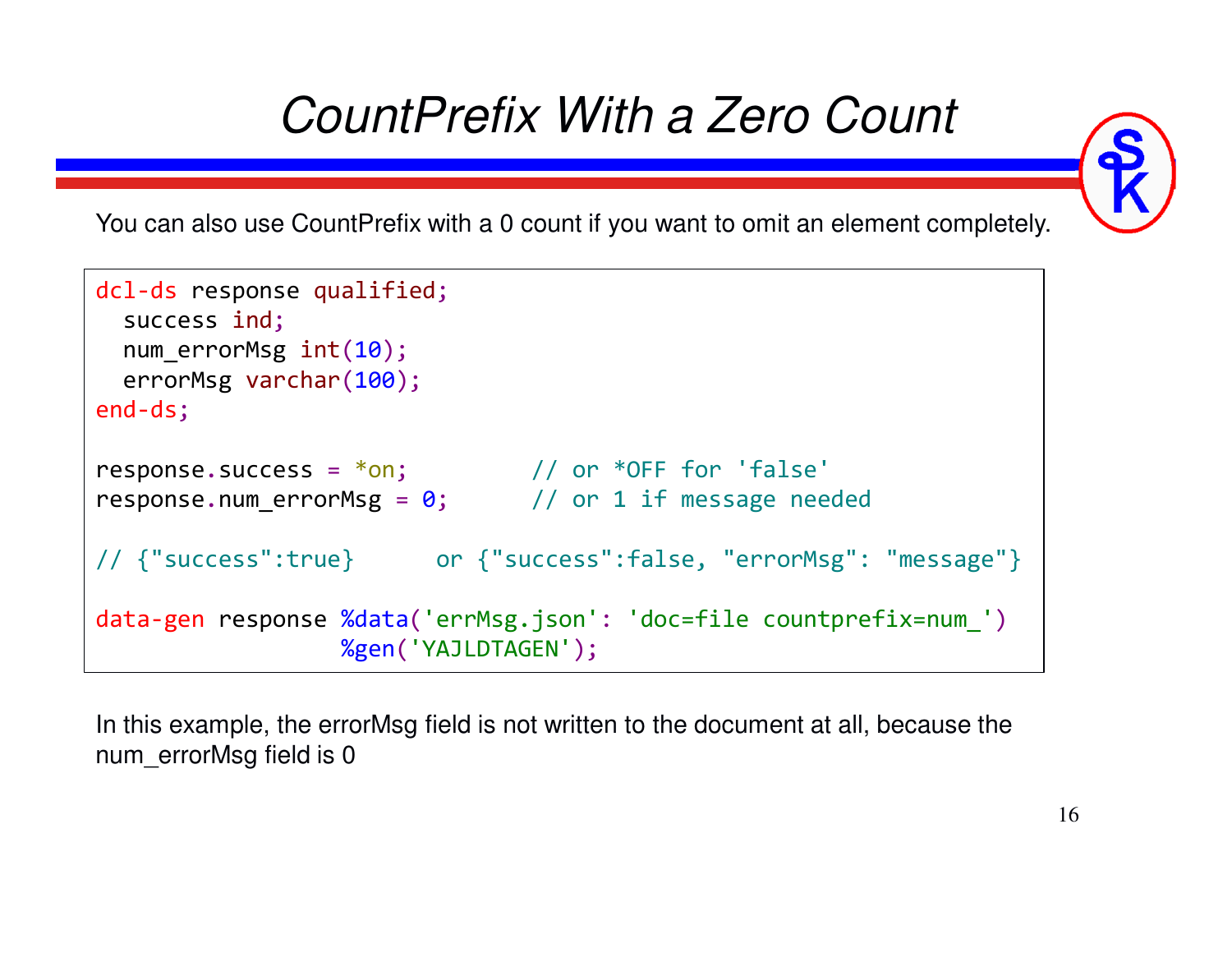# CountPrefix With a Zero Count

You can also use CountPrefix with a 0 count if you want to omit an element completely.

```
dcl-ds response qualified;
  success ind;
  num_errorMsg int(10);
  errorMsg varchar(100);
end-ds;

response.success = *on;         // or *OFF for 'false'
response.num_errorMsg = 0;      // or 1 if message needed

// {"success":true}      or {"success":false, "errorMsg": "message"}

data-gen response %data('errMsg.json': 'doc=file countprefix=num_')
                  %gen('YAJLDTAGEN');
```

In this example, the errorMsg field is not written to the document at all, because the num_errorMsg field is 0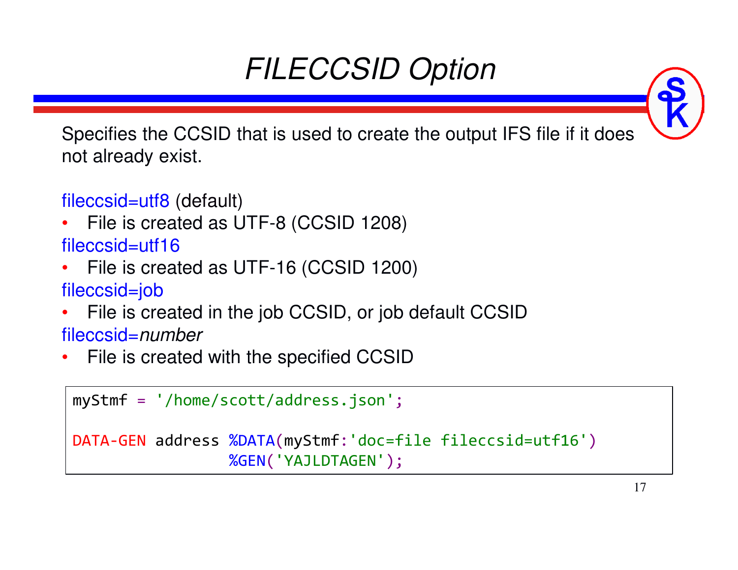# *FILECCSID Option*

Specifies the CCSID that is used to create the output IFS file if it does not already exist.

fileccsid=utf8 (default)

- File is created as UTF-8 (CCSID 1208)

fileccsid=utf16

- File is created as UTF-16 (CCSID 1200)

fileccsid=job

- File is created in the job CCSID, or job default CCSID

fileccsid=*number*

- File is created with the specified CCSID

```
myStmf = '/home/scott/address.json';

DATA-GEN address %DATA(myStmf:'doc=file fileccsid=utf16')
                 %GEN('YAJLDTAGEN');
```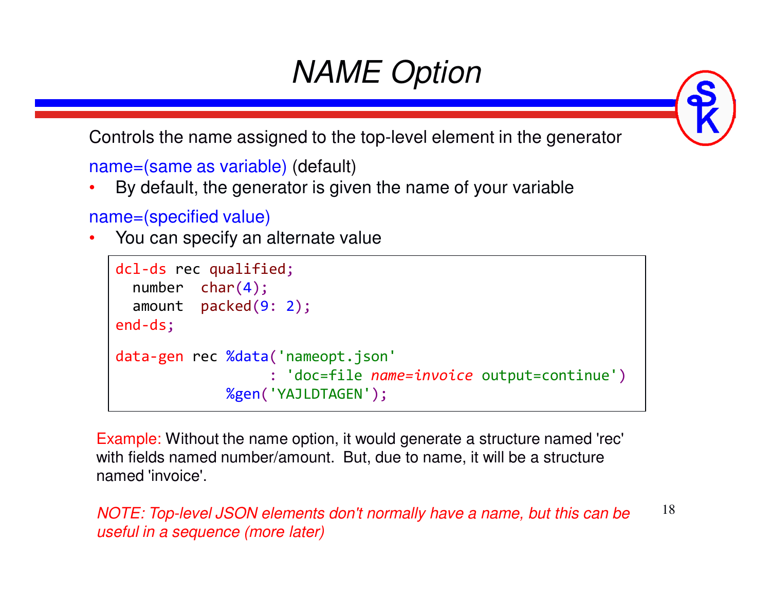# *NAME Option*

Controls the name assigned to the top-level element in the generator

name=(same as variable) (default)

- By default, the generator is given the name of your variable

name=(specified value)

- You can specify an alternate value

```
dcl-ds rec qualified;
  number  char(4);
  amount  packed(9: 2);
end-ds;

data-gen rec %data('nameopt.json'
                  : 'doc=file name=invoice output=continue')
             %gen('YAJLDTAGEN');
```

Example: Without the name option, it would generate a structure named 'rec' with fields named number/amount. But, due to name, it will be a structure named 'invoice'.

*NOTE: Top-level JSON elements don't normally have a name, but this can be useful in a sequence (more later)*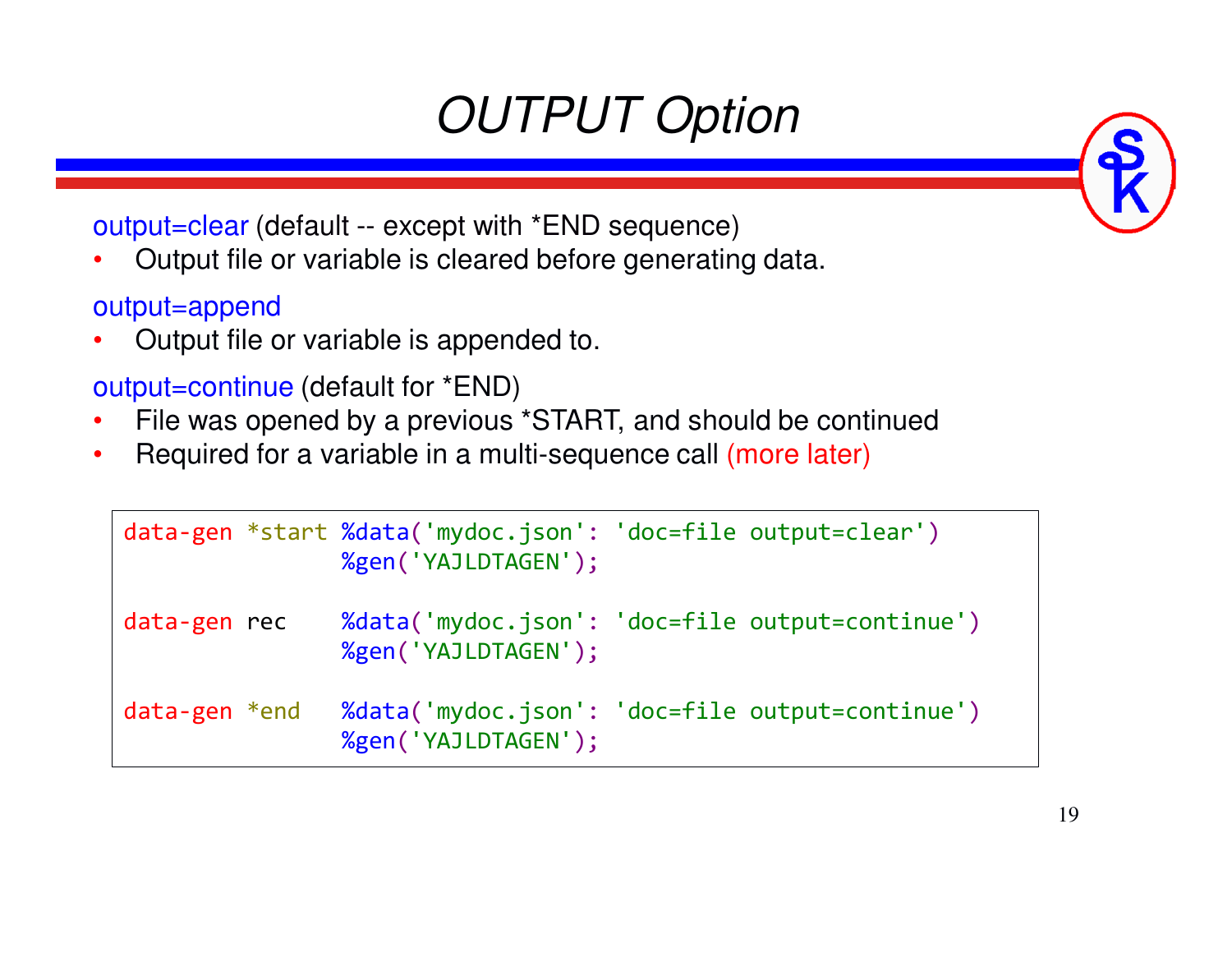# OUTPUT Option

output=clear (default -- except with *END sequence)

- Output file or variable is cleared before generating data.

output=append

- Output file or variable is appended to.

output=continue (default for *END)

- File was opened by a previous *START, and should be continued
- Required for a variable in a multi-sequence call (more later)

```
data-gen *start %data('mydoc.json': 'doc=file output=clear')
                %gen('YAJLDTAGEN');

data-gen rec    %data('mydoc.json': 'doc=file output=continue')
                %gen('YAJLDTAGEN');

data-gen *end   %data('mydoc.json': 'doc=file output=continue')
                %gen('YAJLDTAGEN');
```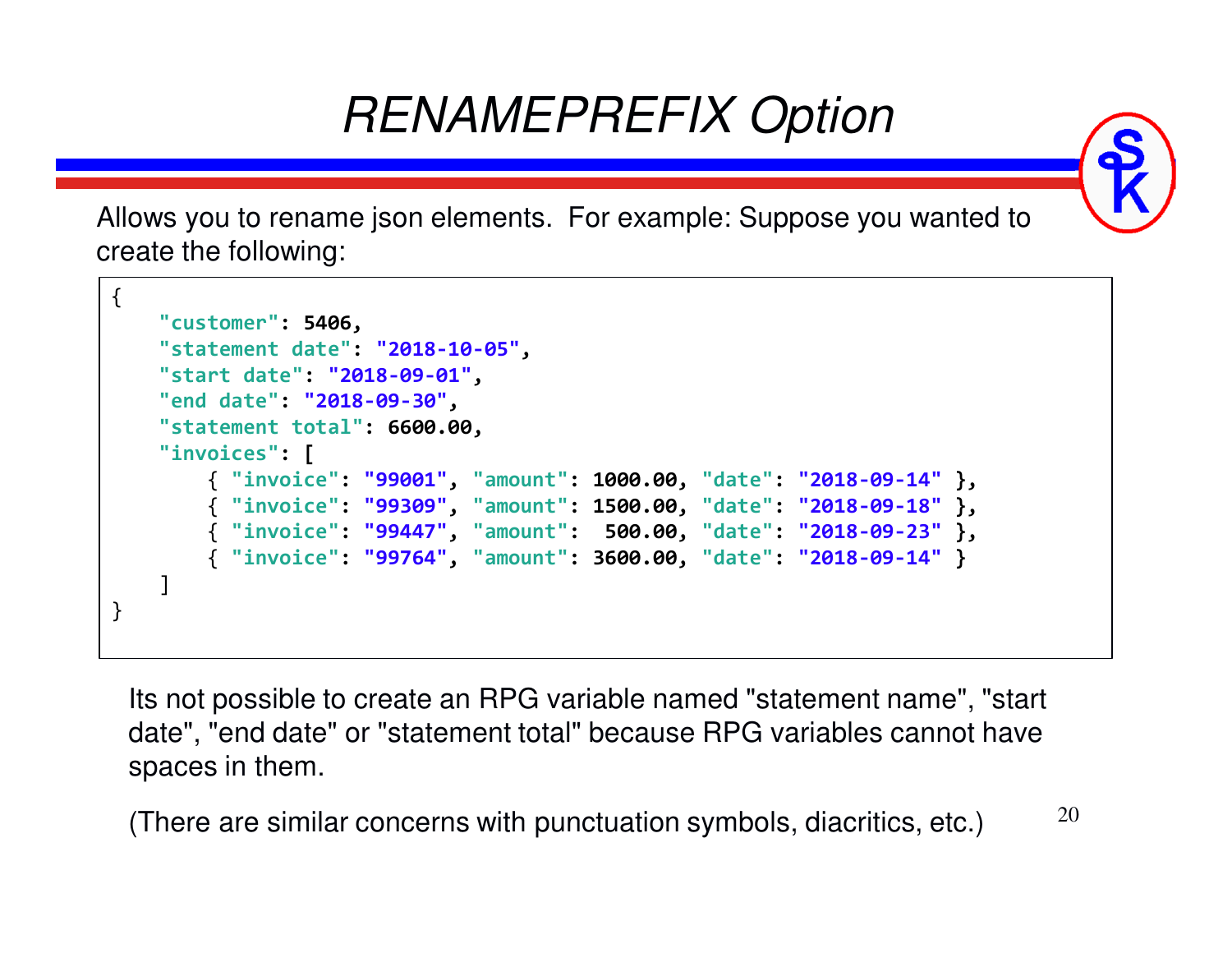# *RENAMEPREFIX Option*

Allows you to rename json elements. For example: Suppose you wanted to create the following:

```
{
    "customer": 5406,
    "statement date": "2018-10-05",
    "start date": "2018-09-01",
    "end date": "2018-09-30",
    "statement total": 6600.00,
    "invoices": [
        { "invoice": "99001", "amount": 1000.00, "date": "2018-09-14" },
        { "invoice": "99309", "amount": 1500.00, "date": "2018-09-18" },
        { "invoice": "99447", "amount":  500.00, "date": "2018-09-23" },
        { "invoice": "99764", "amount": 3600.00, "date": "2018-09-14" }
    ]
}
```

Its not possible to create an RPG variable named "statement name", "start date", "end date" or "statement total" because RPG variables cannot have spaces in them.

(There are similar concerns with punctuation symbols, diacritics, etc.)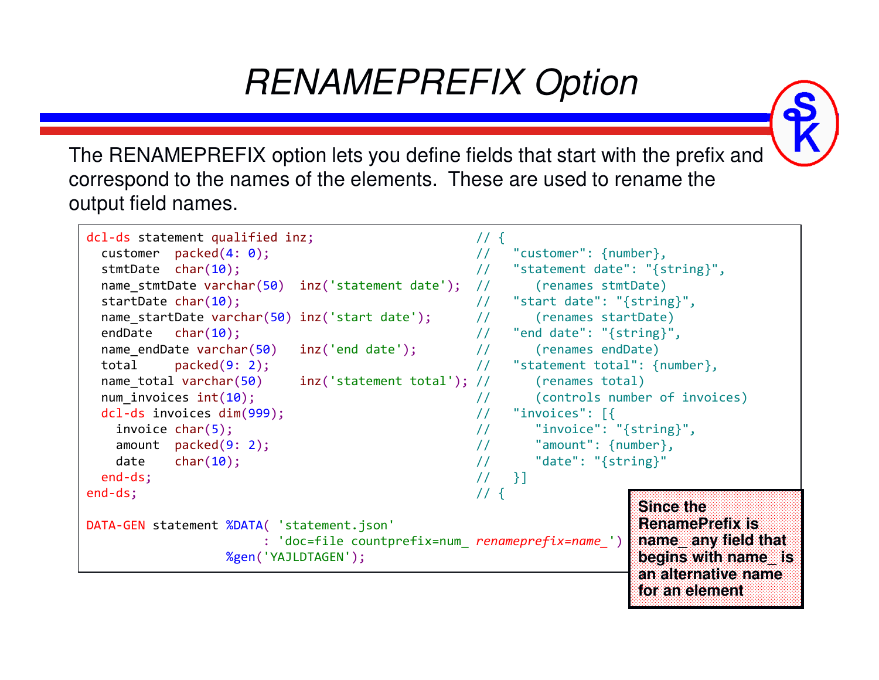# RENAMEPREFIX Option

The RENAMEPREFIX option lets you define fields that start with the prefix and correspond to the names of the elements. These are used to rename the output field names.

```
dcl-ds statement qualified inz;                            // {
  customer  packed(4: 0);                                  //   "customer": {number},
  stmtDate  char(10);                                      //   "statement date": "{string}",
  name_stmtDate varchar(50)  inz('statement date');        //      (renames stmtDate)
  startDate char(10);                                      //   "start date": "{string}",
  name_startDate varchar(50) inz('start date');            //      (renames startDate)
  endDate   char(10);                                      //   "end date": "{string}",
  name_endDate varchar(50)   inz('end date');              //      (renames endDate)
  total     packed(9: 2);                                  //   "statement total": {number},
  name_total varchar(50)     inz('statement total');       //      (renames total)
  num_invoices int(10);                                    //      (controls number of invoices)
  dcl-ds invoices dim(999);                                //   "invoices": [{
    invoice char(5);                                       //      "invoice": "{string}",
    amount  packed(9: 2);                                  //      "amount": {number},
    date    char(10);                                      //      "date": "{string}"
  end-ds;                                                  //   }]
end-ds;                                                    // {

DATA-GEN statement %DATA( 'statement.json'
                        : 'doc=file countprefix=num_ renameprefix=name_')
                   %gen('YAJLDTAGEN');
```

**Since the RenamePrefix is name_ any field that begins with name_ is an alternative name for an element**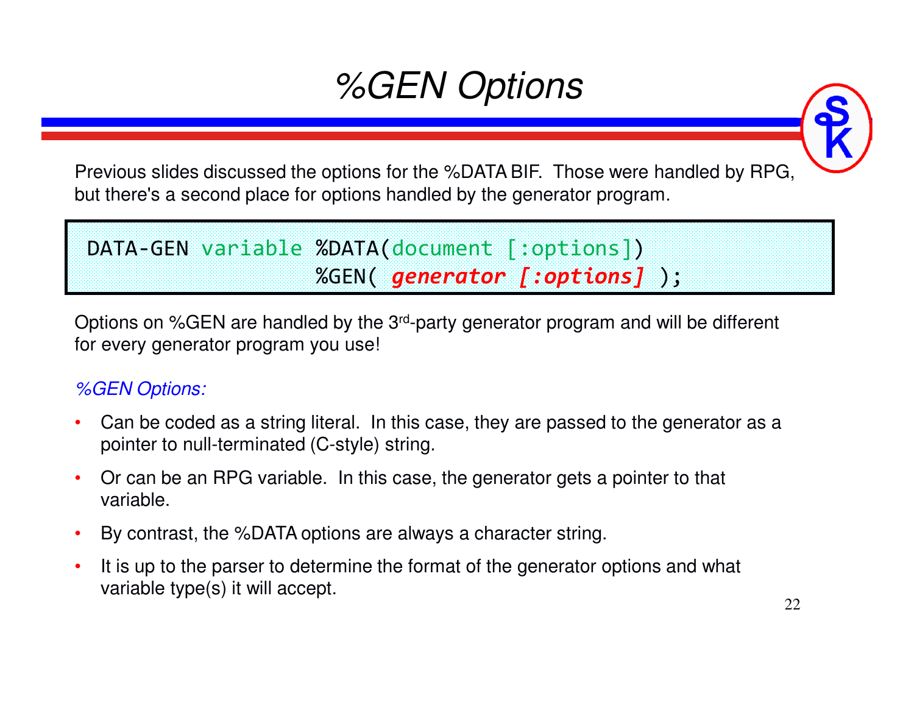# %GEN Options

Previous slides discussed the options for the %DATA BIF. Those were handled by RPG, but there's a second place for options handled by the generator program.

```
DATA-GEN variable %DATA(document [:options])
                  %GEN( generator [:options] );
```

Options on %GEN are handled by the 3rd-party generator program and will be different for every generator program you use!

*%GEN Options:*

- Can be coded as a string literal. In this case, they are passed to the generator as a pointer to null-terminated (C-style) string.
- Or can be an RPG variable. In this case, the generator gets a pointer to that variable.
- By contrast, the %DATA options are always a character string.
- It is up to the parser to determine the format of the generator options and what variable type(s) it will accept.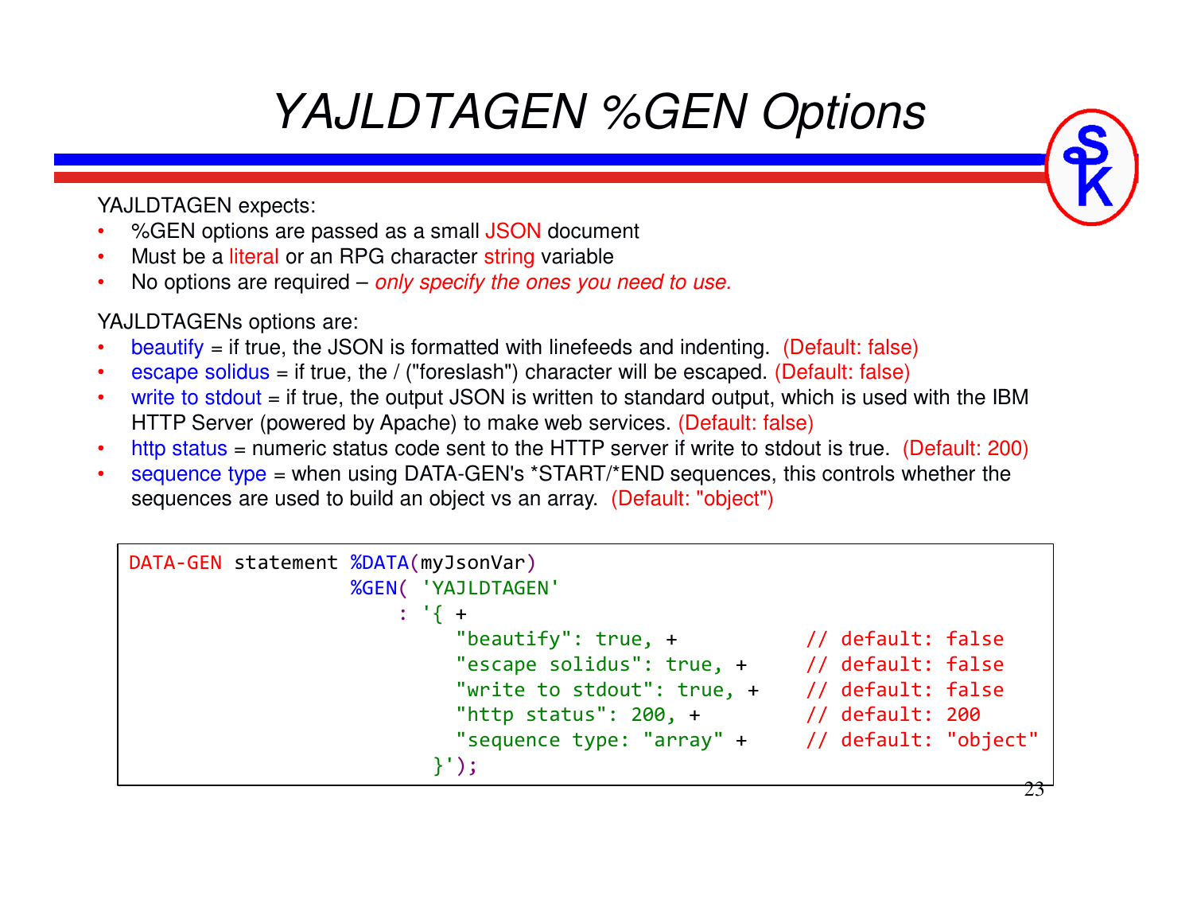# YAJLDTAGEN %GEN Options

YAJLDTAGEN expects:

- %GEN options are passed as a small JSON document
- Must be a literal or an RPG character string variable
- No options are required – *only specify the ones you need to use.*

YAJLDTAGENs options are:

- beautify = if true, the JSON is formatted with linefeeds and indenting. (Default: false)
- escape solidus = if true, the / ("foreslash") character will be escaped. (Default: false)
- write to stdout = if true, the output JSON is written to standard output, which is used with the IBM HTTP Server (powered by Apache) to make web services. (Default: false)
- http status = numeric status code sent to the HTTP server if write to stdout is true. (Default: 200)
- sequence type = when using DATA-GEN's *START/*END sequences, this controls whether the sequences are used to build an object vs an array. (Default: "object")

```
DATA-GEN statement %DATA(myJsonVar)
                   %GEN( 'YAJLDTAGEN'
                       : '{ +
                          "beautify": true, +          // default: false
                          "escape solidus": true, +    // default: false
                          "write to stdout": true, +   // default: false
                          "http status": 200, +        // default: 200
                          "sequence type: "array" +    // default: "object"
                        }');
```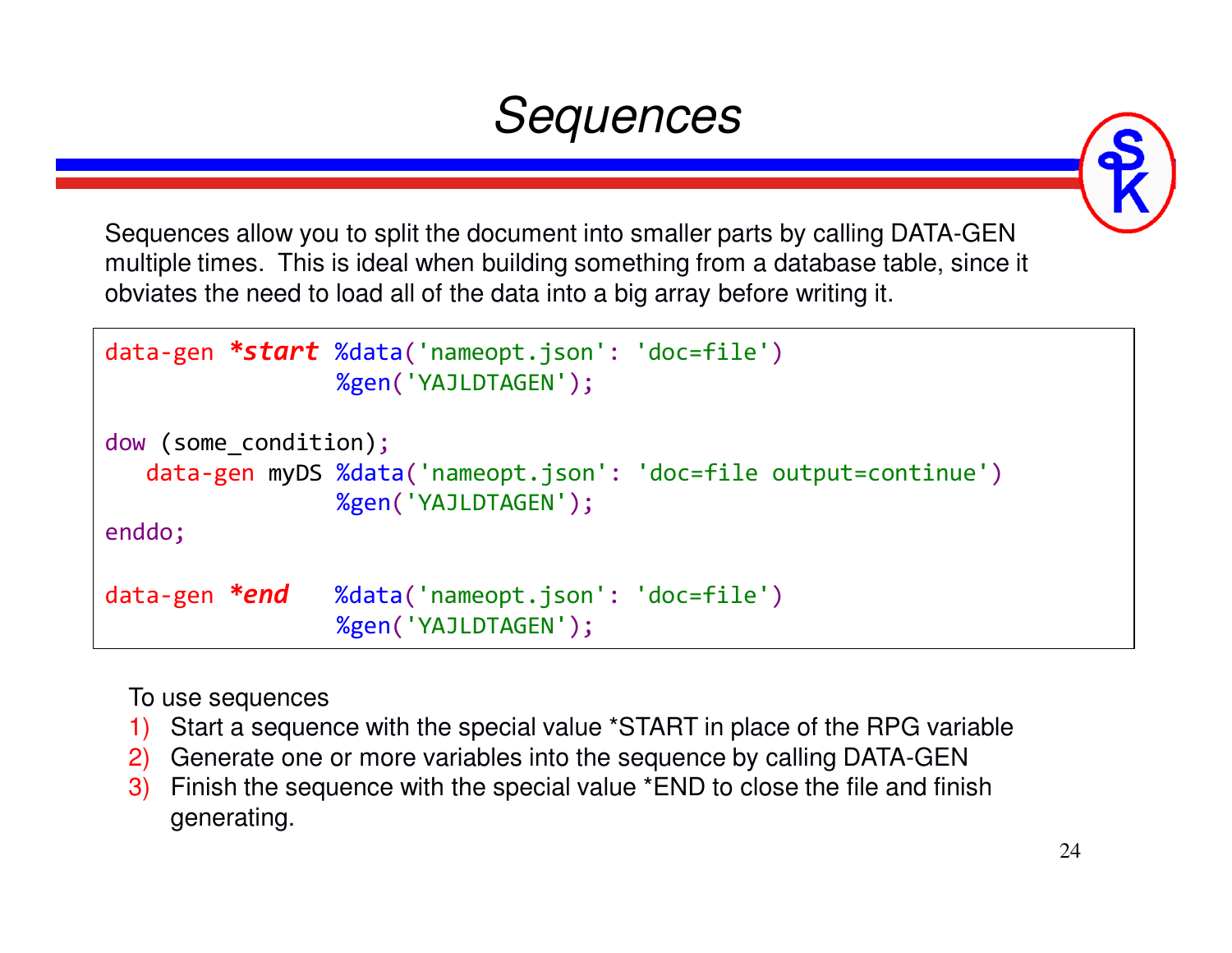# Sequences

Sequences allow you to split the document into smaller parts by calling DATA-GEN multiple times. This is ideal when building something from a database table, since it obviates the need to load all of the data into a big array before writing it.

```
data-gen *start %data('nameopt.json': 'doc=file')
                %gen('YAJLDTAGEN');

dow (some_condition);
   data-gen myDS %data('nameopt.json': 'doc=file output=continue')
                 %gen('YAJLDTAGEN');
enddo;

data-gen *end   %data('nameopt.json': 'doc=file')
                %gen('YAJLDTAGEN');
```

To use sequences

1) Start a sequence with the special value *START in place of the RPG variable
2) Generate one or more variables into the sequence by calling DATA-GEN
3) Finish the sequence with the special value *END to close the file and finish generating.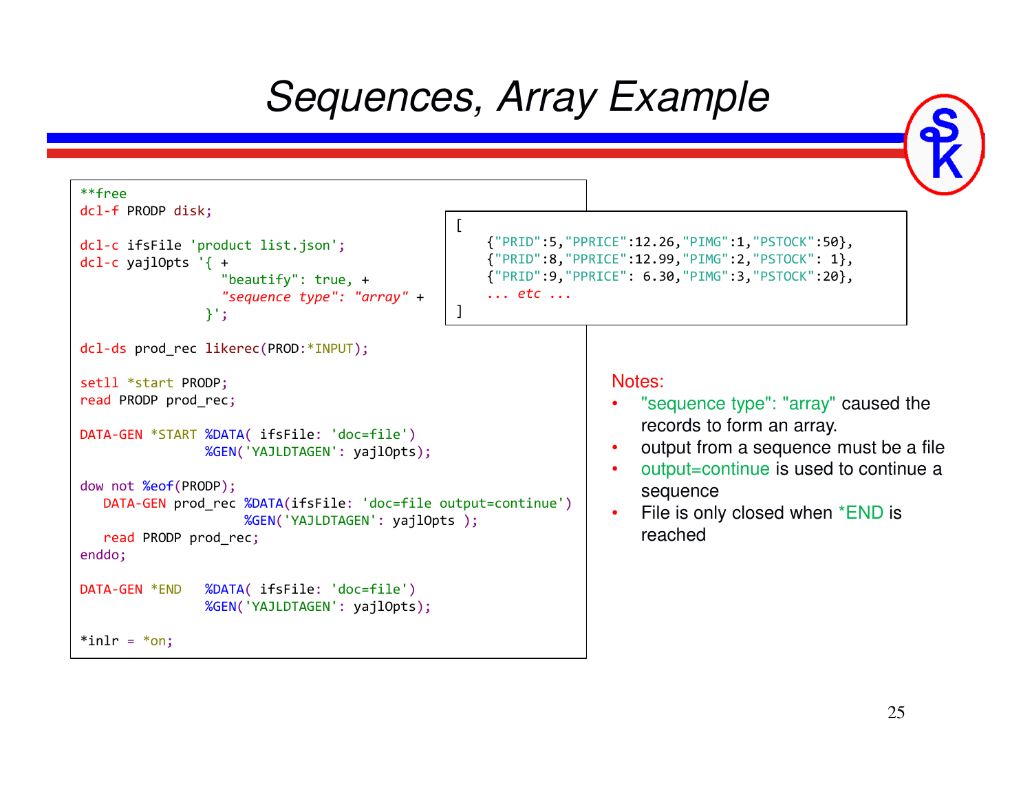# Sequences, Array Example

```
**free
dcl-f PRODP disk;

dcl-c ifsFile 'product list.json';
dcl-c yajlOpts '{ +
                 "beautify": true, +
                 "sequence type": "array" +
               }';

dcl-ds prod_rec likerec(PROD:*INPUT);

setll *start PRODP;
read PRODP prod_rec;

DATA-GEN *START %DATA( ifsFile: 'doc=file')
                %GEN('YAJLDTAGEN': yajlOpts);

dow not %eof(PRODP);
   DATA-GEN prod_rec %DATA(ifsFile: 'doc=file output=continue')
                     %GEN('YAJLDTAGEN': yajlOpts );
   read PRODP prod_rec;
enddo;

DATA-GEN *END   %DATA( ifsFile: 'doc=file')
                %GEN('YAJLDTAGEN': yajlOpts);

*inlr = *on;
```

```
[
    {"PRID":5,"PPRICE":12.26,"PIMG":1,"PSTOCK":50},
    {"PRID":8,"PPRICE":12.99,"PIMG":2,"PSTOCK": 1},
    {"PRID":9,"PPRICE": 6.30,"PIMG":3,"PSTOCK":20},
    ... etc ...
]
```

Notes:

- "sequence type": "array" caused the records to form an array.
- output from a sequence must be a file
- output=continue is used to continue a sequence
- File is only closed when *END is reached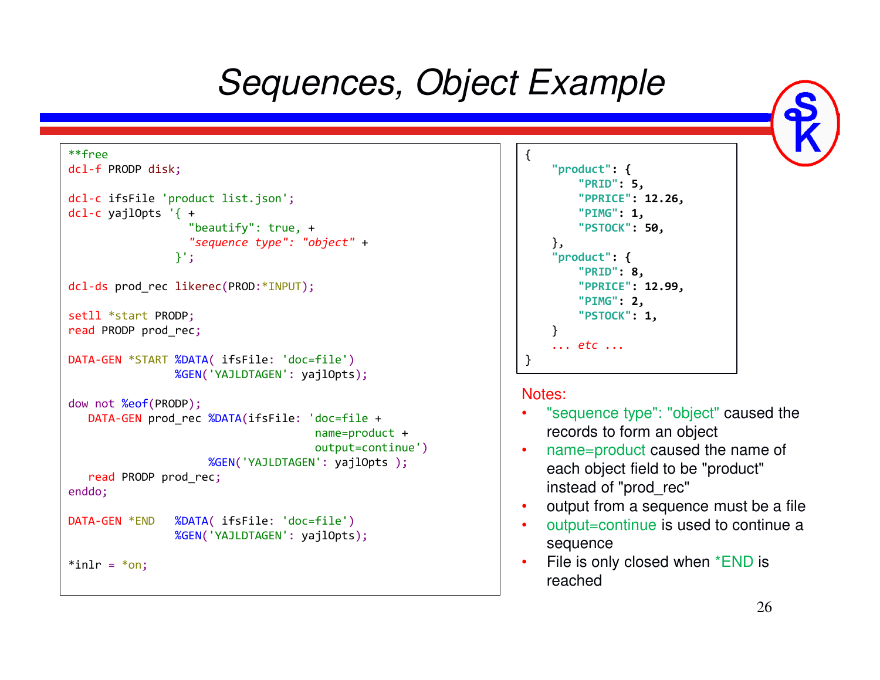# Sequences, Object Example

```
**free
dcl-f PRODP disk;

dcl-c ifsFile 'product list.json';
dcl-c yajlOpts '{ +
                  "beautify": true, +
                  "sequence type": "object" +
                }';

dcl-ds prod_rec likerec(PROD:*INPUT);

setll *start PRODP;
read PRODP prod_rec;

DATA-GEN *START %DATA( ifsFile: 'doc=file')
                %GEN('YAJLDTAGEN': yajlOpts);

dow not %eof(PRODP);
   DATA-GEN prod_rec %DATA(ifsFile: 'doc=file +
                                     name=product +
                                     output=continue')
                     %GEN('YAJLDTAGEN': yajlOpts );
   read PRODP prod_rec;
enddo;

DATA-GEN *END   %DATA( ifsFile: 'doc=file')
                %GEN('YAJLDTAGEN': yajlOpts);

*inlr = *on;
```

```
{
    "product": {
        "PRID": 5,
        "PPRICE": 12.26,
        "PIMG": 1,
        "PSTOCK": 50,
    },
    "product": {
        "PRID": 8,
        "PPRICE": 12.99,
        "PIMG": 2,
        "PSTOCK": 1,
    }
    ... etc ...
}
```

Notes:

- "sequence type": "object" caused the records to form an object
- name=product caused the name of each object field to be "product" instead of "prod_rec"
- output from a sequence must be a file
- output=continue is used to continue a sequence
- File is only closed when *END is reached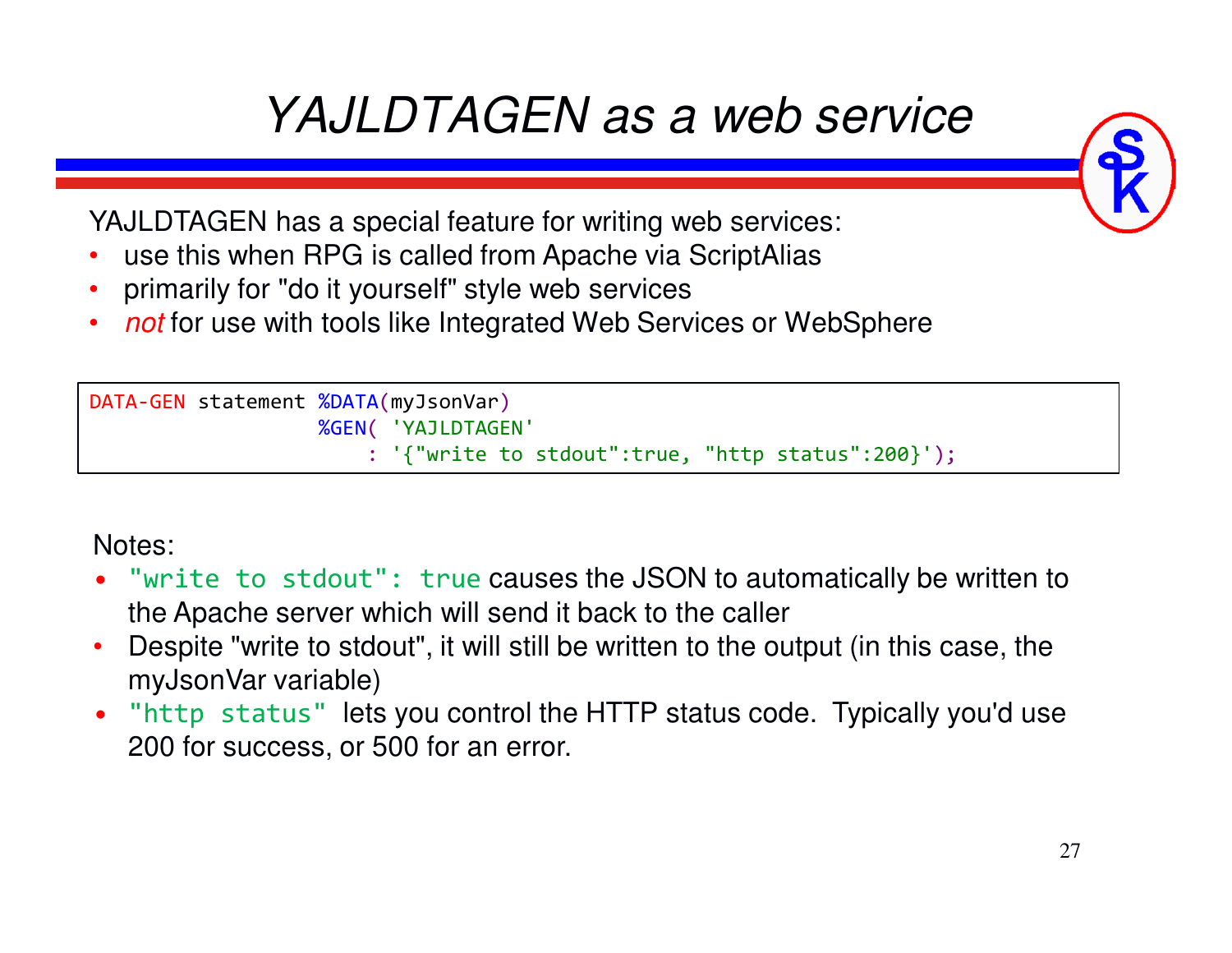# *YAJLDTAGEN as a web service*

YAJLDTAGEN has a special feature for writing web services:

- use this when RPG is called from Apache via ScriptAlias
- primarily for "do it yourself" style web services
- *not* for use with tools like Integrated Web Services or WebSphere

```
DATA-GEN statement %DATA(myJsonVar)
                   %GEN( 'YAJLDTAGEN'
                       : '{"write to stdout":true, "http status":200}');
```

Notes:

- `"write to stdout": true` causes the JSON to automatically be written to the Apache server which will send it back to the caller
- Despite "write to stdout", it will still be written to the output (in this case, the myJsonVar variable)
- `"http status"` lets you control the HTTP status code. Typically you'd use 200 for success, or 500 for an error.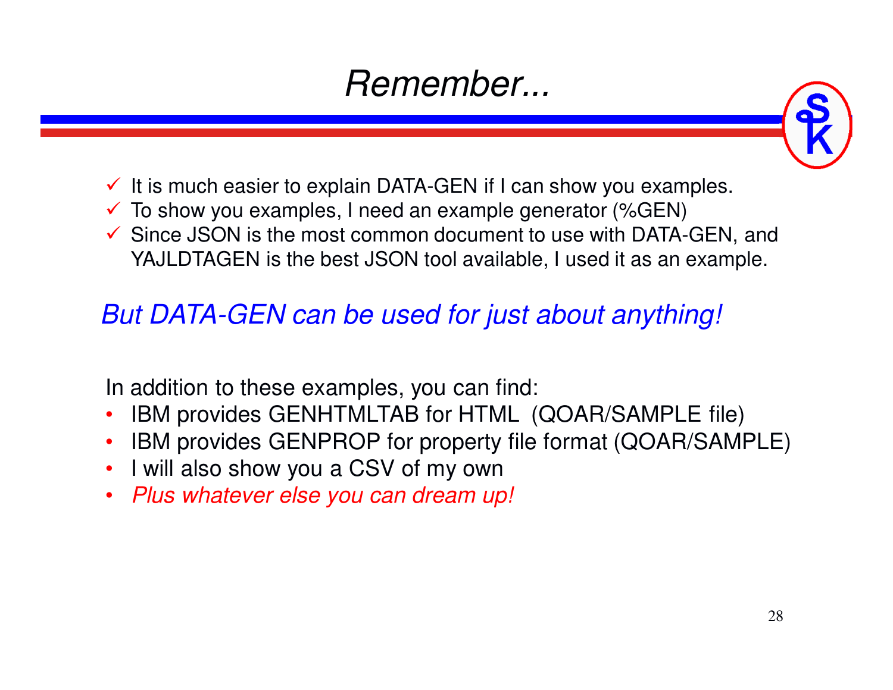# *Remember...*

- ✓ It is much easier to explain DATA-GEN if I can show you examples.
- ✓ To show you examples, I need an example generator (%GEN)
- ✓ Since JSON is the most common document to use with DATA-GEN, and YAJLDTAGEN is the best JSON tool available, I used it as an example.

*But DATA-GEN can be used for just about anything!*

In addition to these examples, you can find:

- IBM provides GENHTMLTAB for HTML (QOAR/SAMPLE file)
- IBM provides GENPROP for property file format (QOAR/SAMPLE)
- I will also show you a CSV of my own
- *Plus whatever else you can dream up!*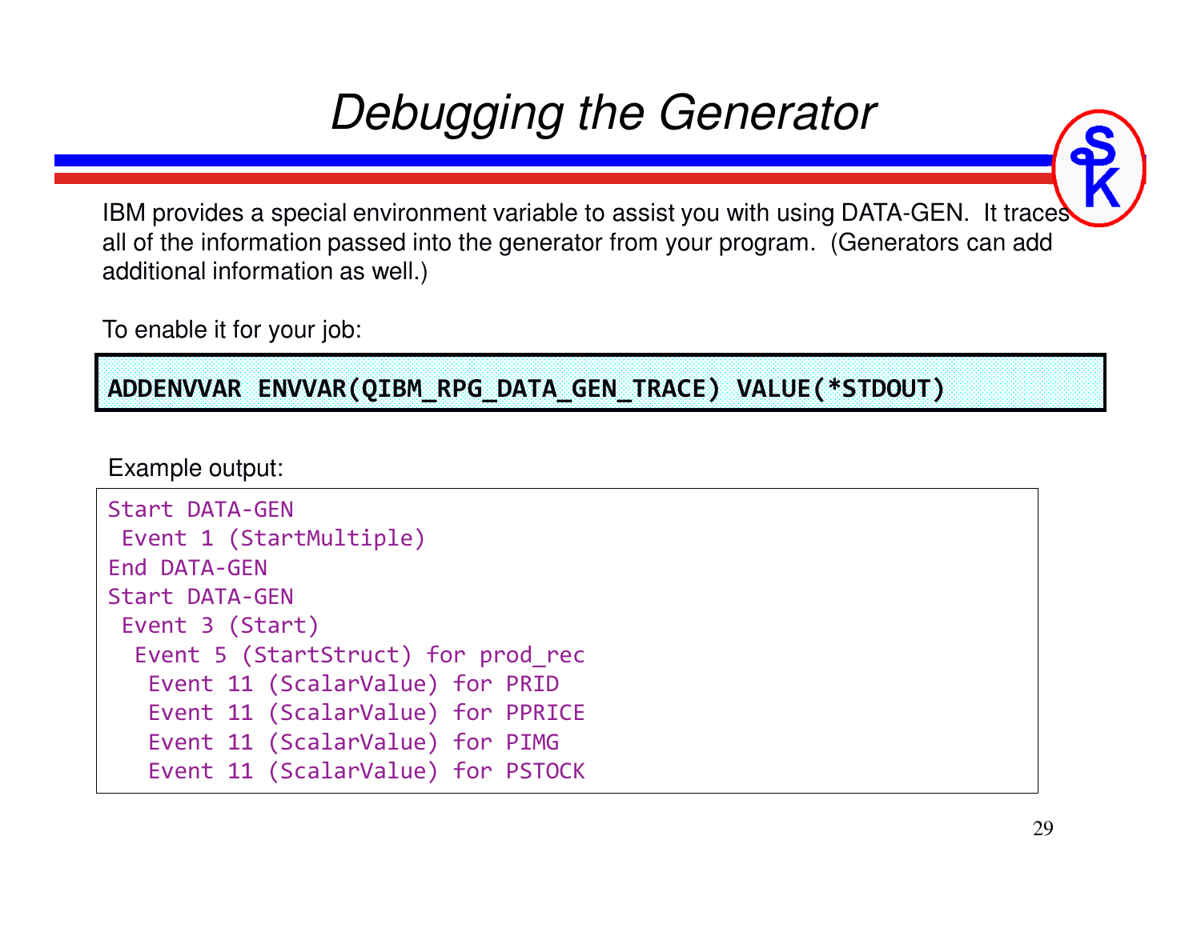# Debugging the Generator

IBM provides a special environment variable to assist you with using DATA-GEN. It traces all of the information passed into the generator from your program. (Generators can add additional information as well.)

To enable it for your job:

```
ADDENVVAR ENVVAR(QIBM_RPG_DATA_GEN_TRACE) VALUE(*STDOUT)
```

Example output:

```
Start DATA-GEN
 Event 1 (StartMultiple)
End DATA-GEN
Start DATA-GEN
 Event 3 (Start)
  Event 5 (StartStruct) for prod_rec
   Event 11 (ScalarValue) for PRID
   Event 11 (ScalarValue) for PPRICE
   Event 11 (ScalarValue) for PIMG
   Event 11 (ScalarValue) for PSTOCK
```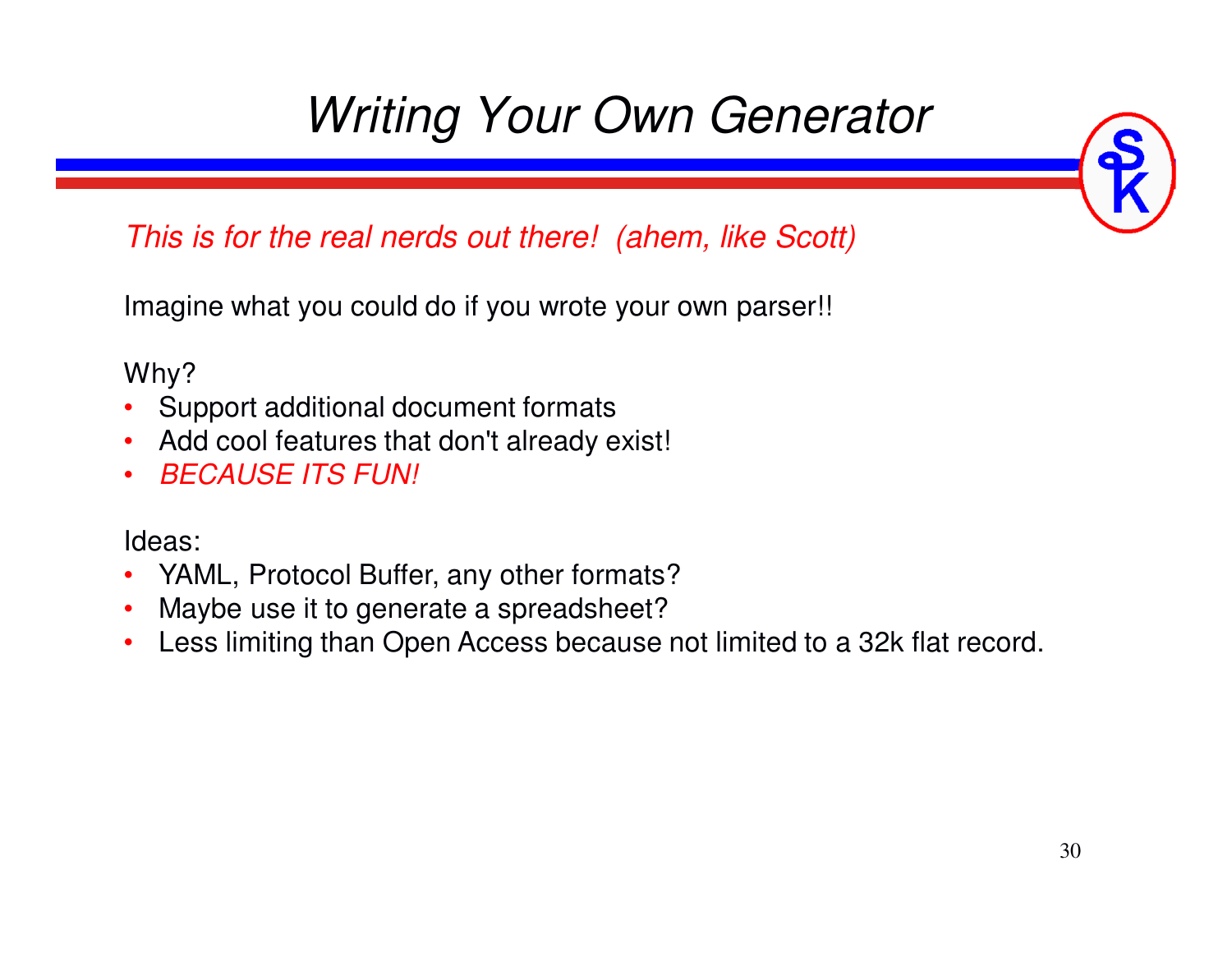# Writing Your Own Generator

*This is for the real nerds out there! (ahem, like Scott)*

Imagine what you could do if you wrote your own parser!!

Why?

- Support additional document formats
- Add cool features that don't already exist!
- *BECAUSE ITS FUN!*

Ideas:

- YAML, Protocol Buffer, any other formats?
- Maybe use it to generate a spreadsheet?
- Less limiting than Open Access because not limited to a 32k flat record.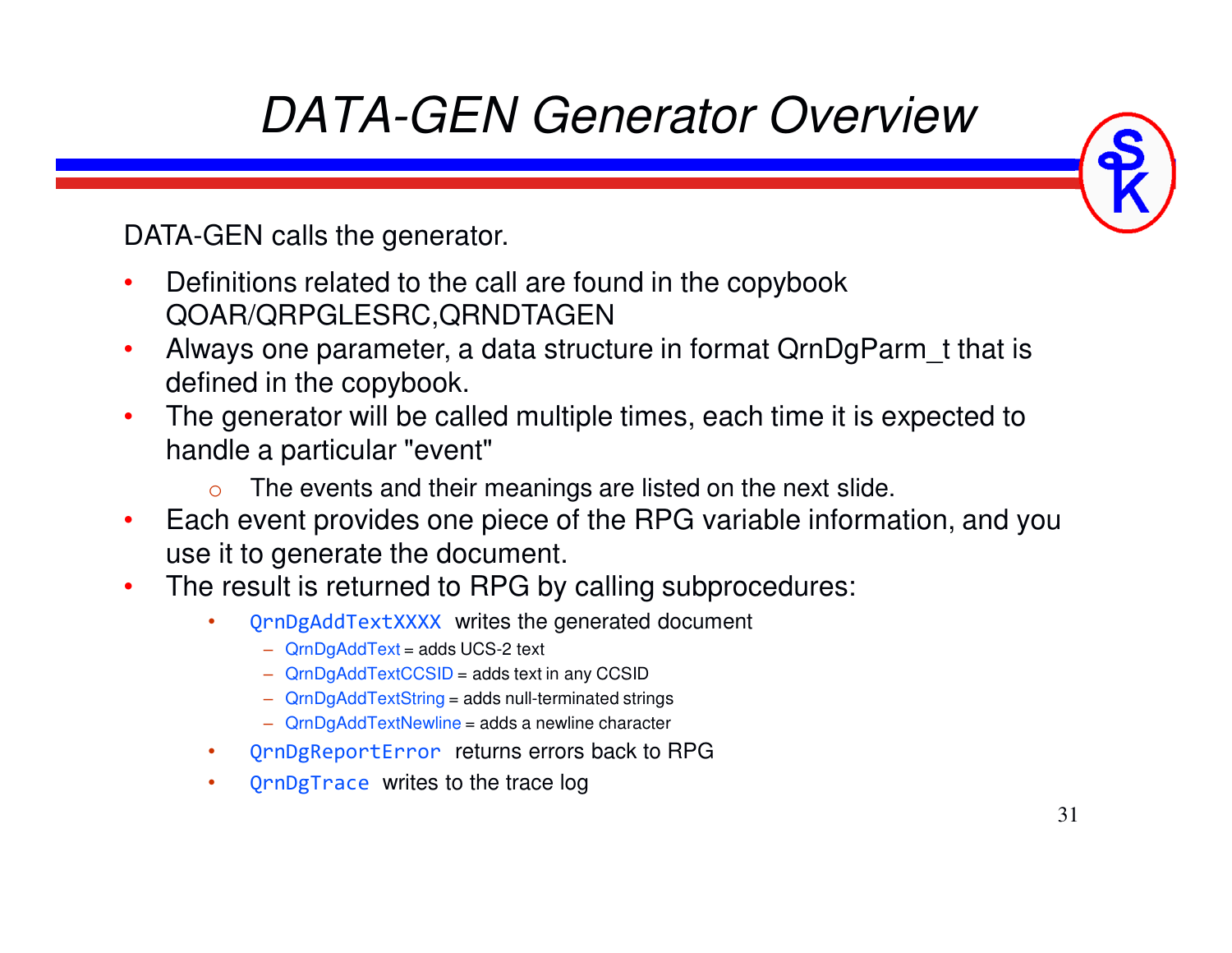# DATA-GEN Generator Overview

DATA-GEN calls the generator.

- Definitions related to the call are found in the copybook QOAR/QRPGLESRC,QRNDTAGEN
- Always one parameter, a data structure in format QrnDgParm_t that is defined in the copybook.
- The generator will be called multiple times, each time it is expected to handle a particular "event"
  - The events and their meanings are listed on the next slide.
- Each event provides one piece of the RPG variable information, and you use it to generate the document.
- The result is returned to RPG by calling subprocedures:
  - `QrnDgAddTextXXXX` writes the generated document
    - QrnDgAddText = adds UCS-2 text
    - QrnDgAddTextCCSID = adds text in any CCSID
    - QrnDgAddTextString = adds null-terminated strings
    - QrnDgAddTextNewline = adds a newline character
  - `QrnDgReportError` returns errors back to RPG
  - `QrnDgTrace` writes to the trace log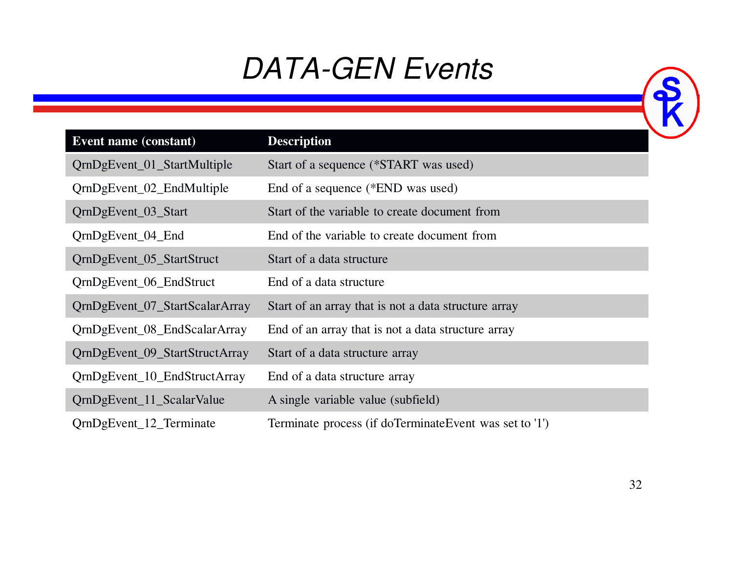# DATA-GEN Events

| Event name (constant) | Description |
| --- | --- |
| QrnDgEvent_01_StartMultiple | Start of a sequence (*START was used) |
| QrnDgEvent_02_EndMultiple | End of a sequence (*END was used) |
| QrnDgEvent_03_Start | Start of the variable to create document from |
| QrnDgEvent_04_End | End of the variable to create document from |
| QrnDgEvent_05_StartStruct | Start of a data structure |
| QrnDgEvent_06_EndStruct | End of a data structure |
| QrnDgEvent_07_StartScalarArray | Start of an array that is not a data structure array |
| QrnDgEvent_08_EndScalarArray | End of an array that is not a data structure array |
| QrnDgEvent_09_StartStructArray | Start of a data structure array |
| QrnDgEvent_10_EndStructArray | End of a data structure array |
| QrnDgEvent_11_ScalarValue | A single variable value (subfield) |
| QrnDgEvent_12_Terminate | Terminate process (if doTerminateEvent was set to '1') |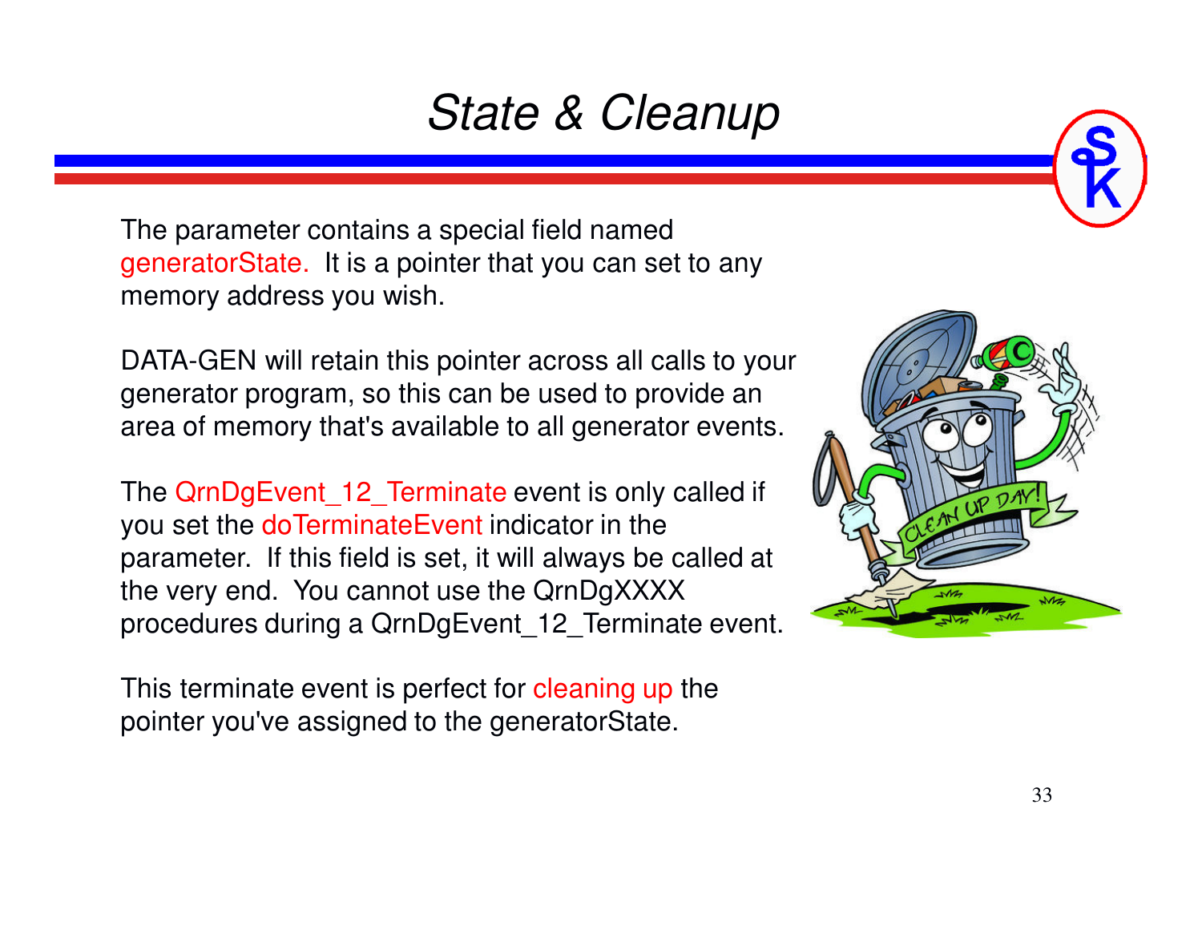# State & Cleanup

The parameter contains a special field named generatorState. It is a pointer that you can set to any memory address you wish.

DATA-GEN will retain this pointer across all calls to your generator program, so this can be used to provide an area of memory that's available to all generator events.

The QrnDgEvent_12_Terminate event is only called if you set the doTerminateEvent indicator in the parameter. If this field is set, it will always be called at the very end. You cannot use the QrnDgXXXX procedures during a QrnDgEvent_12_Terminate event.

This terminate event is perfect for cleaning up the pointer you've assigned to the generatorState.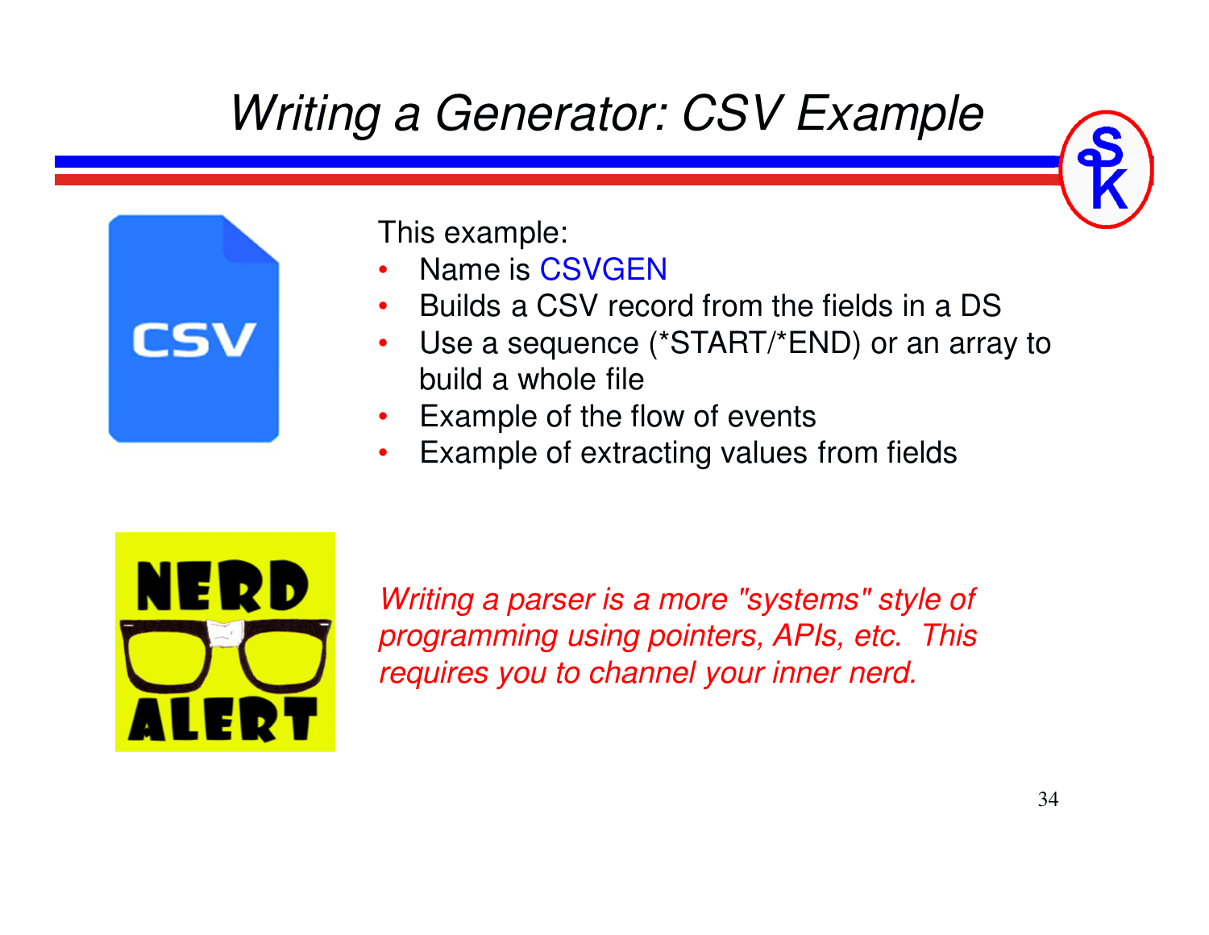# Writing a Generator: CSV Example

This example:

- Name is CSVGEN
- Builds a CSV record from the fields in a DS
- Use a sequence (*START/*END) or an array to build a whole file
- Example of the flow of events
- Example of extracting values from fields

*Writing a parser is a more "systems" style of programming using pointers, APIs, etc. This requires you to channel your inner nerd.*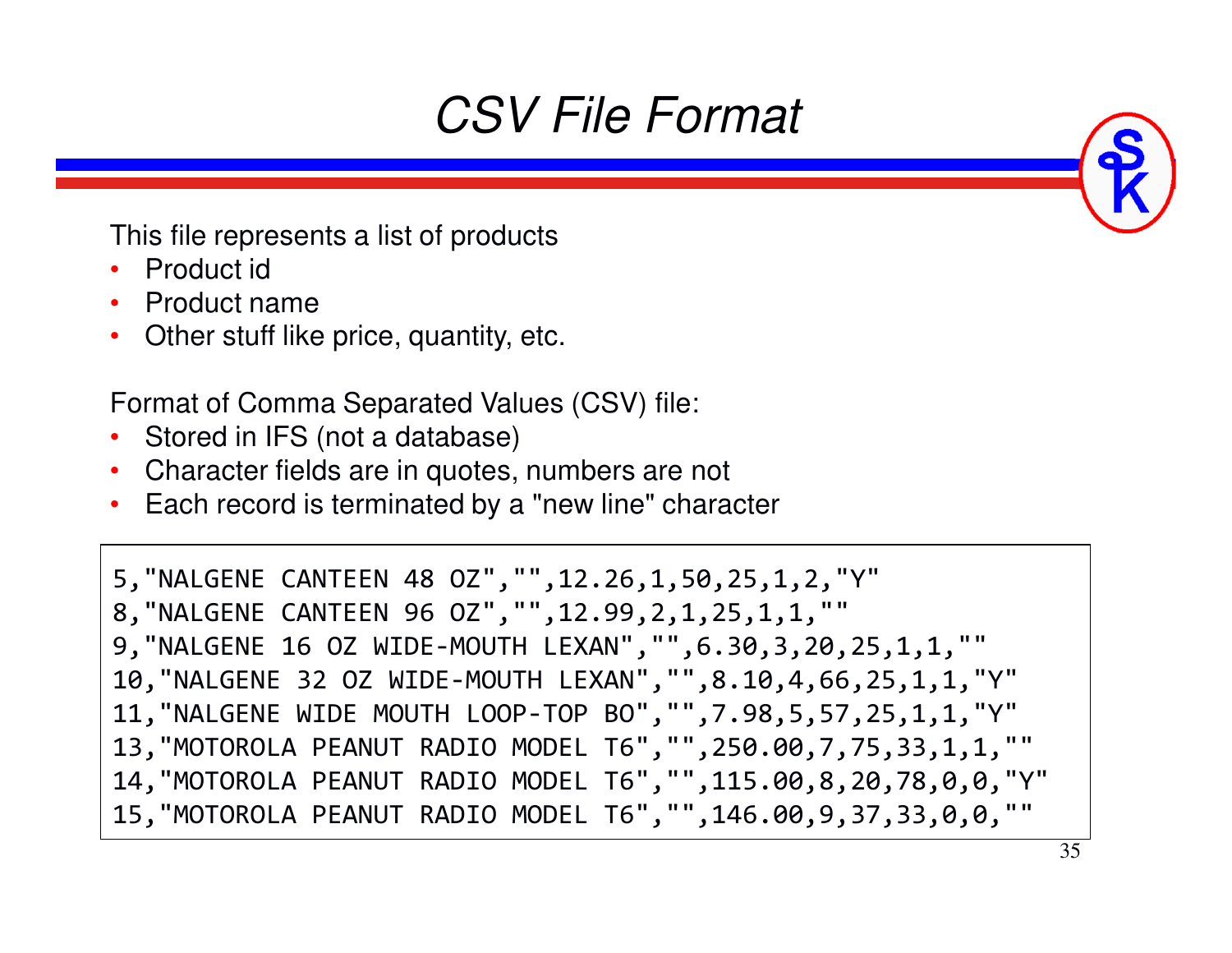# CSV File Format

This file represents a list of products

- Product id
- Product name
- Other stuff like price, quantity, etc.

Format of Comma Separated Values (CSV) file:

- Stored in IFS (not a database)
- Character fields are in quotes, numbers are not
- Each record is terminated by a "new line" character

```
5,"NALGENE CANTEEN 48 OZ","",12.26,1,50,25,1,2,"Y"
8,"NALGENE CANTEEN 96 OZ","",12.99,2,1,25,1,1,""
9,"NALGENE 16 OZ WIDE-MOUTH LEXAN","",6.30,3,20,25,1,1,""
10,"NALGENE 32 OZ WIDE-MOUTH LEXAN","",8.10,4,66,25,1,1,"Y"
11,"NALGENE WIDE MOUTH LOOP-TOP BO","",7.98,5,57,25,1,1,"Y"
13,"MOTOROLA PEANUT RADIO MODEL T6","",250.00,7,75,33,1,1,""
14,"MOTOROLA PEANUT RADIO MODEL T6","",115.00,8,20,78,0,0,"Y"
15,"MOTOROLA PEANUT RADIO MODEL T6","",146.00,9,37,33,0,0,""
```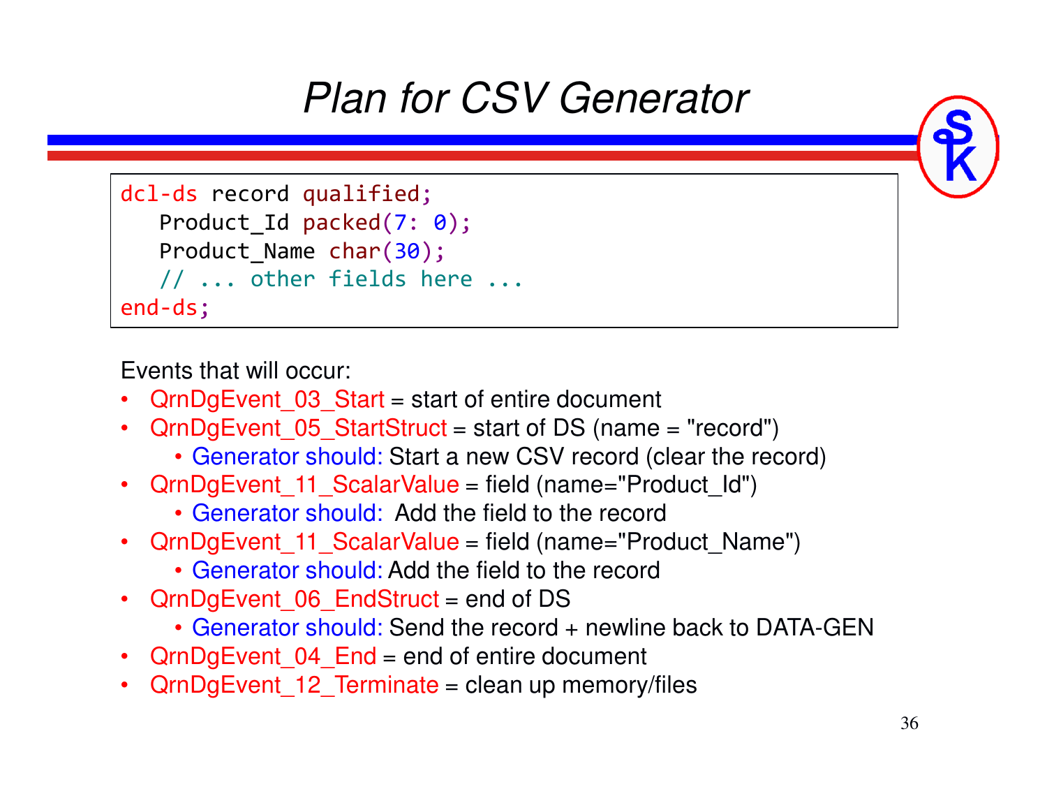# Plan for CSV Generator

```
dcl-ds record qualified;
   Product_Id packed(7: 0);
   Product_Name char(30);
   // ... other fields here ...
end-ds;
```

Events that will occur:

- QrnDgEvent_03_Start = start of entire document
- QrnDgEvent_05_StartStruct = start of DS (name = "record")
  - Generator should: Start a new CSV record (clear the record)
- QrnDgEvent_11_ScalarValue = field (name="Product_Id")
  - Generator should: Add the field to the record
- QrnDgEvent_11_ScalarValue = field (name="Product_Name")
  - Generator should: Add the field to the record
- QrnDgEvent_06_EndStruct = end of DS
  - Generator should: Send the record + newline back to DATA-GEN
- QrnDgEvent_04_End = end of entire document
- QrnDgEvent_12_Terminate = clean up memory/files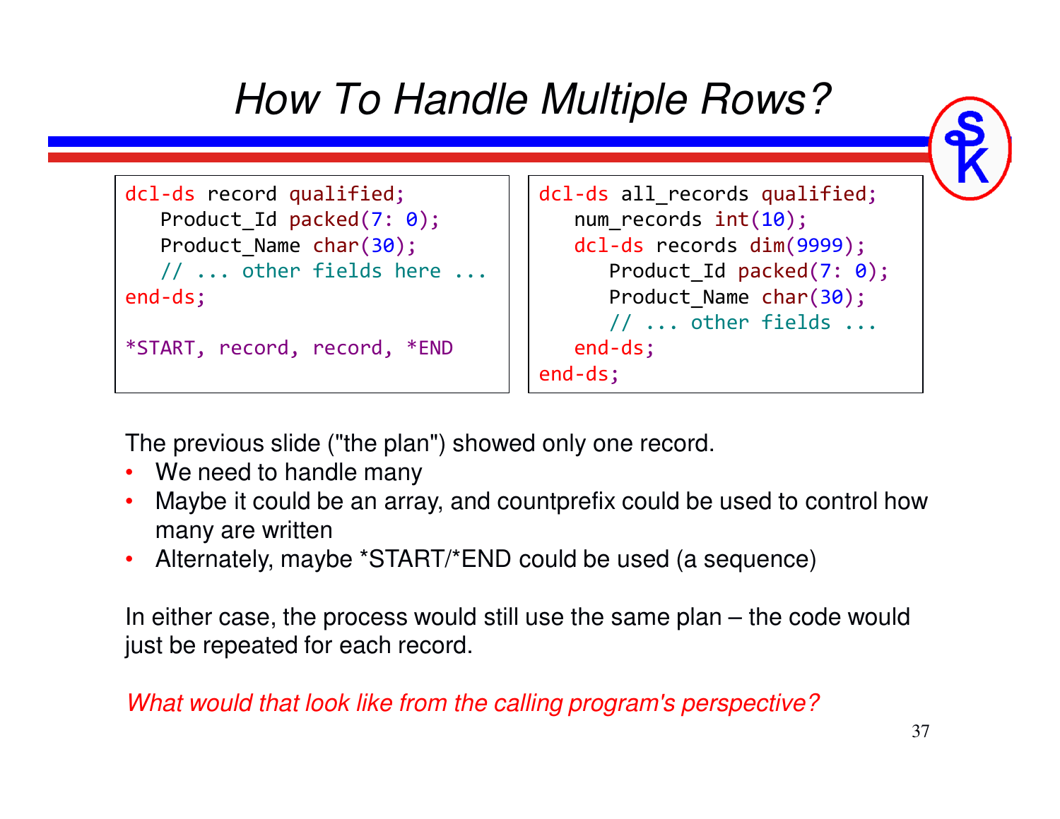# How To Handle Multiple Rows?

```
dcl-ds record qualified;
   Product_Id packed(7: 0);
   Product_Name char(30);
   // ... other fields here ...
end-ds;

*START, record, record, *END
```

```
dcl-ds all_records qualified;
   num_records int(10);
   dcl-ds records dim(9999);
      Product_Id packed(7: 0);
      Product_Name char(30);
      // ... other fields ...
   end-ds;
end-ds;
```

The previous slide ("the plan") showed only one record.

- We need to handle many
- Maybe it could be an array, and countprefix could be used to control how many are written
- Alternately, maybe *START/*END could be used (a sequence)

In either case, the process would still use the same plan – the code would just be repeated for each record.

*What would that look like from the calling program's perspective?*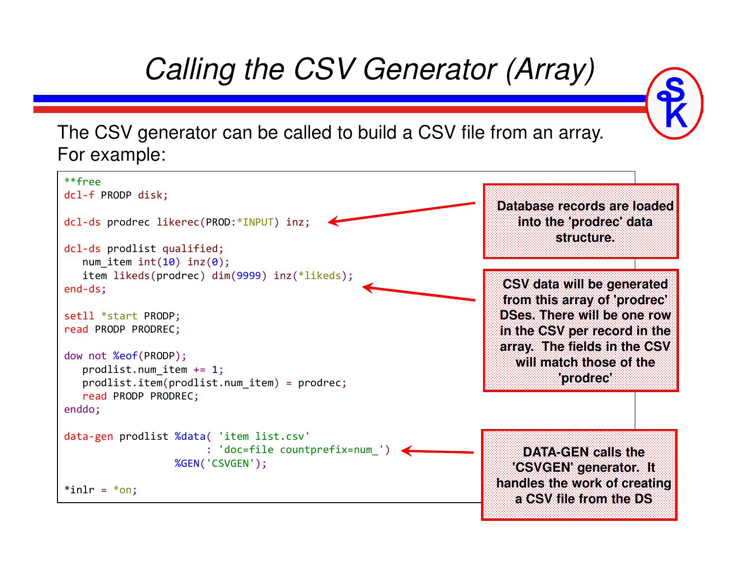# Calling the CSV Generator (Array)

The CSV generator can be called to build a CSV file from an array. For example:

```
**free
dcl-f PRODP disk;

dcl-ds prodrec likerec(PROD:*INPUT) inz;

dcl-ds prodlist qualified;
   num_item int(10) inz(0);
   item likeds(prodrec) dim(9999) inz(*likeds);
end-ds;

setll *start PRODP;
read PRODP PRODREC;

dow not %eof(PRODP);
   prodlist.num_item += 1;
   prodlist.item(prodlist.num_item) = prodrec;
   read PRODP PRODREC;
enddo;

data-gen prodlist %data( 'item list.csv'
                       : 'doc=file countprefix=num_')
                  %GEN('CSVGEN');

*inlr = *on;
```

**Database records are loaded into the 'prodrec' data structure.**

**CSV data will be generated from this array of 'prodrec' DSes. There will be one row in the CSV per record in the array. The fields in the CSV will match those of the 'prodrec'**

**DATA-GEN calls the 'CSVGEN' generator. It handles the work of creating a CSV file from the DS**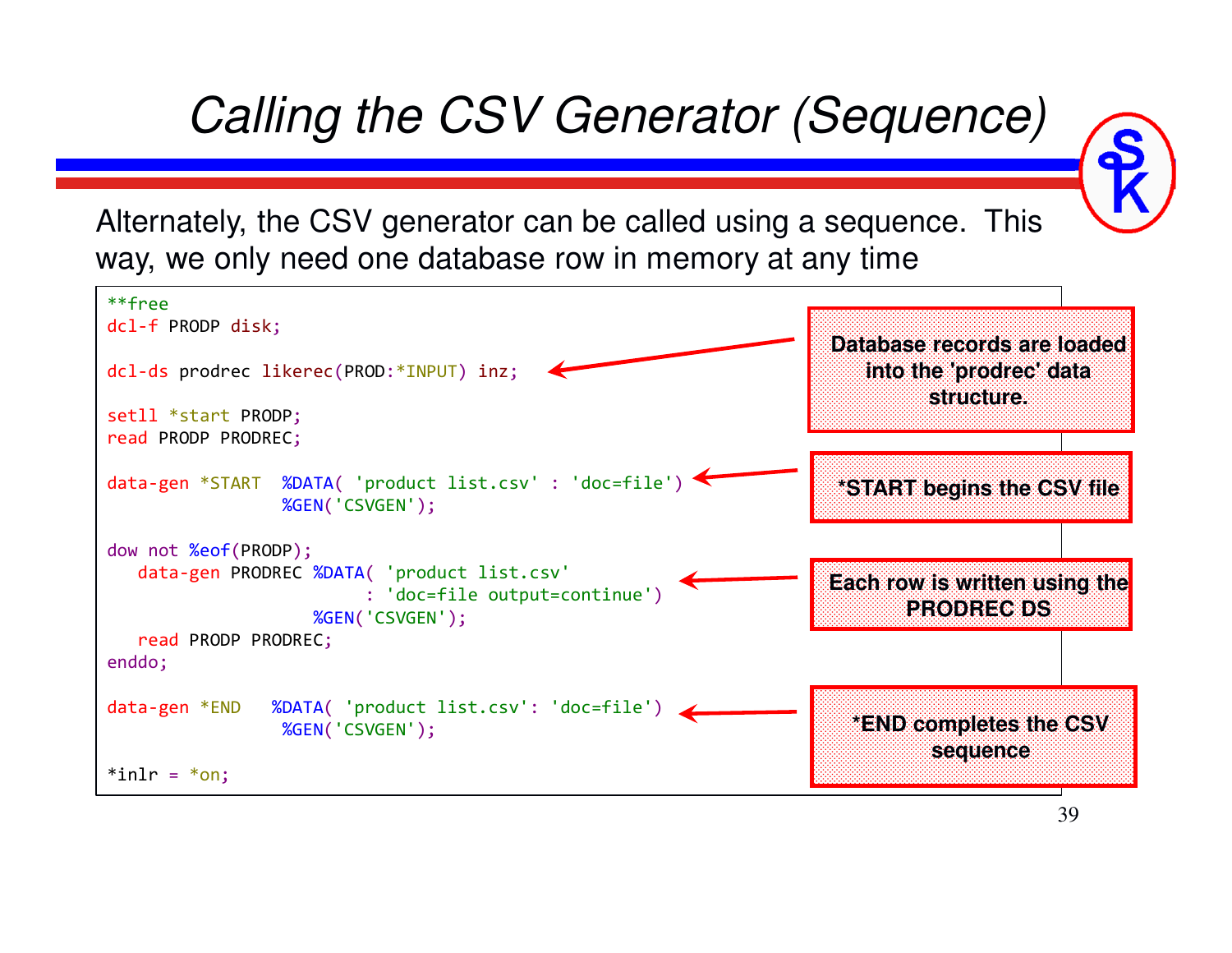# Calling the CSV Generator (Sequence)

Alternately, the CSV generator can be called using a sequence. This way, we only need one database row in memory at any time

```
**free
dcl-f PRODP disk;

dcl-ds prodrec likerec(PROD:*INPUT) inz;

setll *start PRODP;
read PRODP PRODREC;

data-gen *START  %DATA( 'product list.csv' : 'doc=file')
                 %GEN('CSVGEN');

dow not %eof(PRODP);
   data-gen PRODREC %DATA( 'product list.csv'
                         : 'doc=file output=continue')
                    %GEN('CSVGEN');
   read PRODP PRODREC;
enddo;

data-gen *END   %DATA( 'product list.csv': 'doc=file')
                 %GEN('CSVGEN');

*inlr = *on;
```

**Database records are loaded into the 'prodrec' data structure.**

***START begins the CSV file**

**Each row is written using the PRODREC DS**

***END completes the CSV sequence**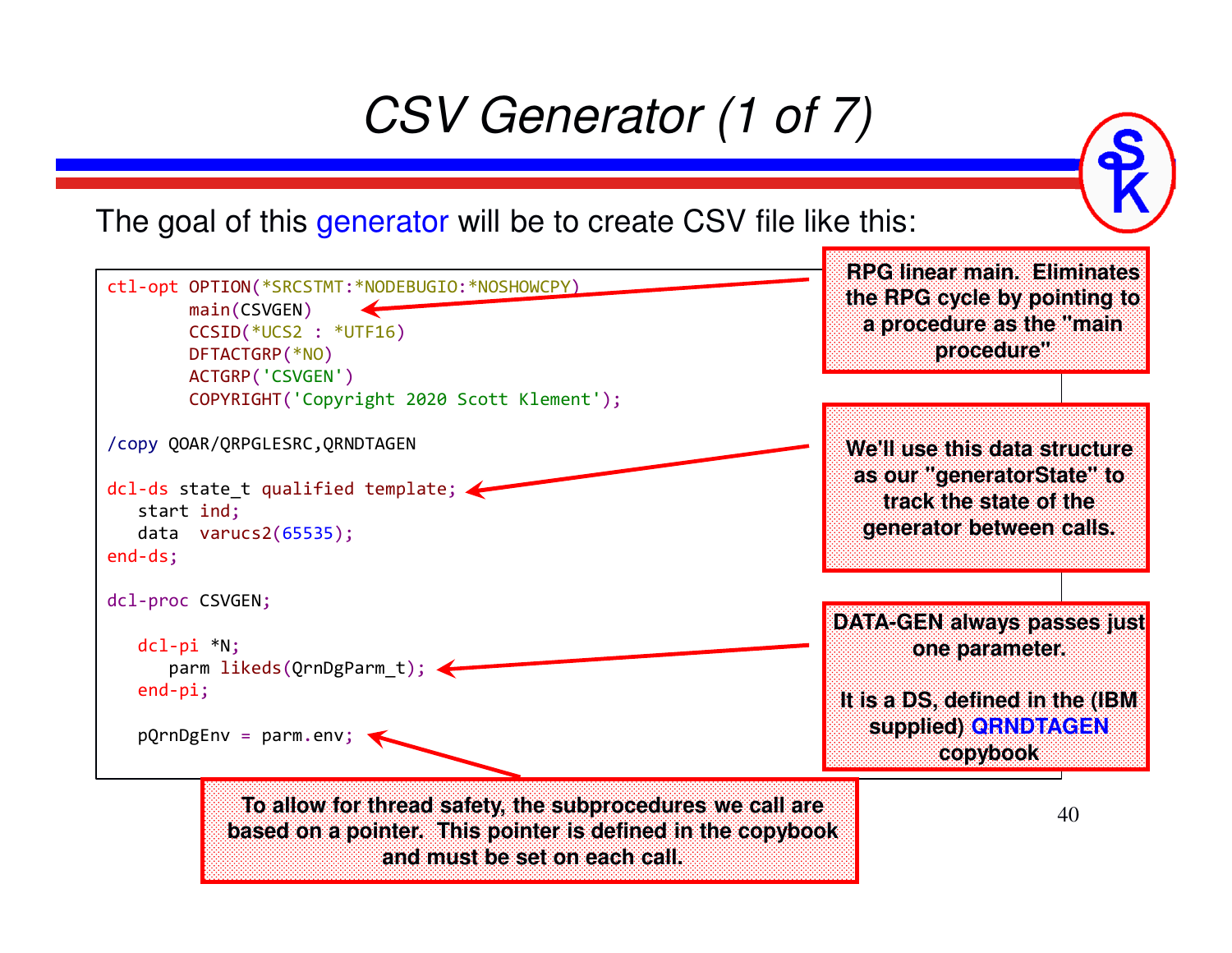# CSV Generator (1 of 7)

The goal of this generator will be to create CSV file like this:

```
ctl-opt OPTION(*SRCSTMT:*NODEBUGIO:*NOSHOWCPY)
        main(CSVGEN)
        CCSID(*UCS2 : *UTF16)
        DFTACTGRP(*NO)
        ACTGRP('CSVGEN')
        COPYRIGHT('Copyright 2020 Scott Klement');

/copy QOAR/QRPGLESRC,QRNDTAGEN

dcl-ds state_t qualified template;
   start ind;
   data  varucs2(65535);
end-ds;

dcl-proc CSVGEN;

   dcl-pi *N;
      parm likeds(QrnDgParm_t);
   end-pi;

   pQrnDgEnv = parm.env;
```

**RPG linear main. Eliminates the RPG cycle by pointing to a procedure as the "main procedure"**

**We'll use this data structure as our "generatorState" to track the state of the generator between calls.**

**DATA-GEN always passes just one parameter.**

**It is a DS, defined in the (IBM supplied) QRNDTAGEN copybook**

**To allow for thread safety, the subprocedures we call are based on a pointer. This pointer is defined in the copybook and must be set on each call.**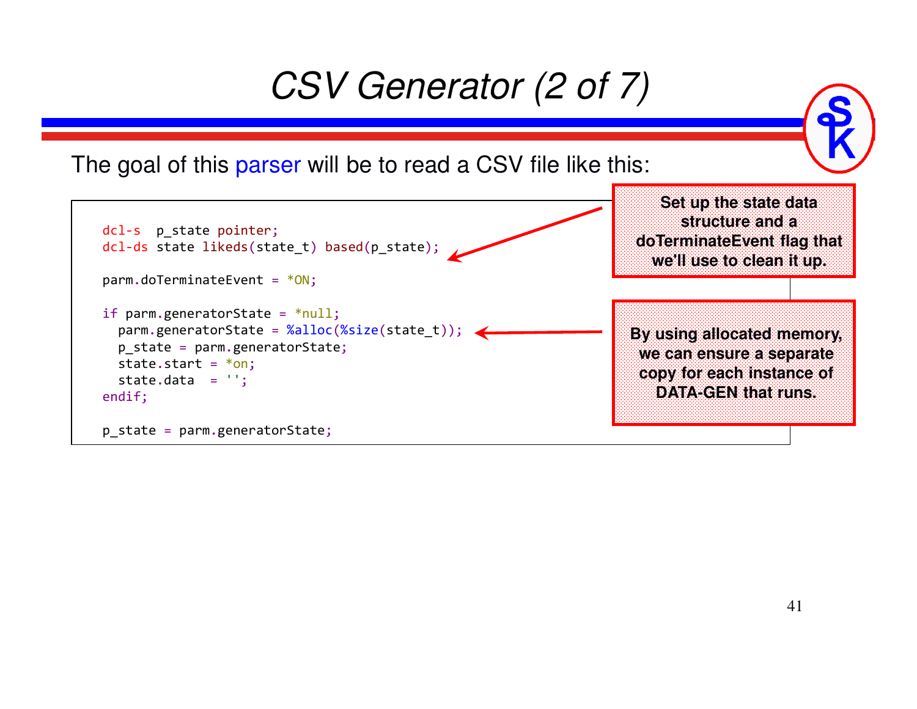# CSV Generator (2 of 7)

The goal of this parser will be to read a CSV file like this:

```
dcl-s  p_state pointer;
dcl-ds state likeds(state_t) based(p_state);

parm.doTerminateEvent = *ON;

if parm.generatorState = *null;
  parm.generatorState = %alloc(%size(state_t));
  p_state = parm.generatorState;
  state.start = *on;
  state.data  = '';
endif;

p_state = parm.generatorState;
```

**Set up the state data structure and a doTerminateEvent flag that we'll use to clean it up.**

**By using allocated memory, we can ensure a separate copy for each instance of DATA-GEN that runs.**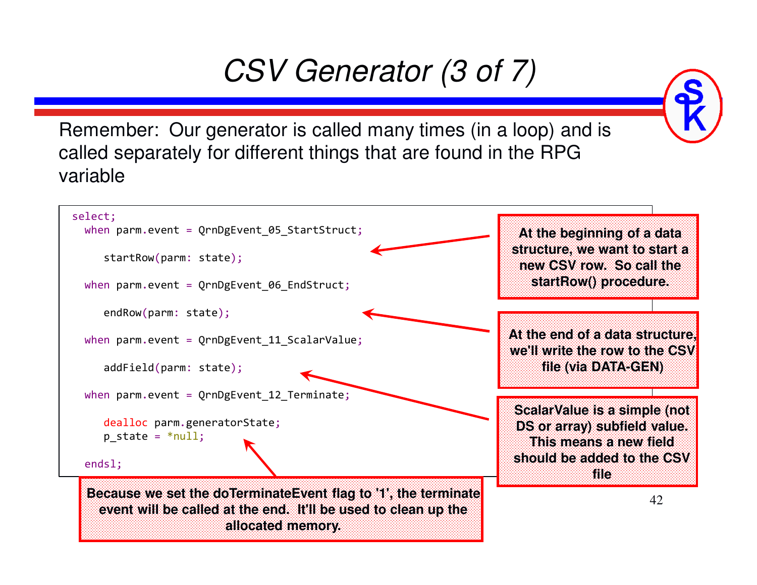# CSV Generator (3 of 7)

Remember: Our generator is called many times (in a loop) and is called separately for different things that are found in the RPG variable

```
select;
  when parm.event = QrnDgEvent_05_StartStruct;

     startRow(parm: state);

  when parm.event = QrnDgEvent_06_EndStruct;

     endRow(parm: state);

  when parm.event = QrnDgEvent_11_ScalarValue;

     addField(parm: state);

  when parm.event = QrnDgEvent_12_Terminate;

     dealloc parm.generatorState;
     p_state = *null;

  endsl;
```

**At the beginning of a data structure, we want to start a new CSV row. So call the startRow() procedure.**

**At the end of a data structure, we'll write the row to the CSV file (via DATA-GEN)**

**ScalarValue is a simple (not DS or array) subfield value. This means a new field should be added to the CSV file**

**Because we set the doTerminateEvent flag to '1', the terminate event will be called at the end. It'll be used to clean up the allocated memory.**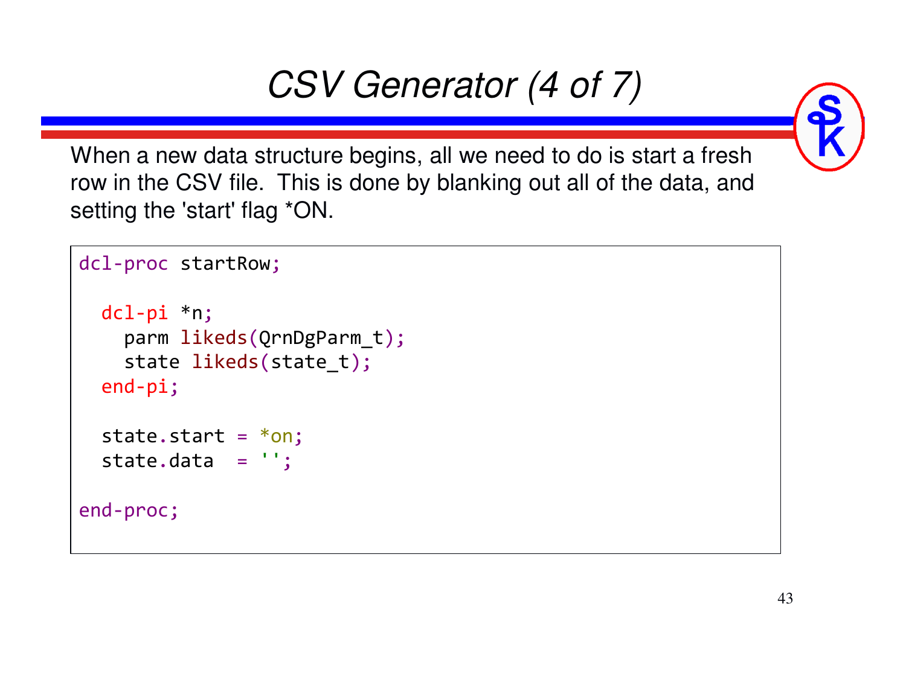# CSV Generator (4 of 7)

When a new data structure begins, all we need to do is start a fresh row in the CSV file. This is done by blanking out all of the data, and setting the 'start' flag *ON.

```
dcl-proc startRow;

  dcl-pi *n;
    parm likeds(QrnDgParm_t);
    state likeds(state_t);
  end-pi;

  state.start = *on;
  state.data  = '';

end-proc;
```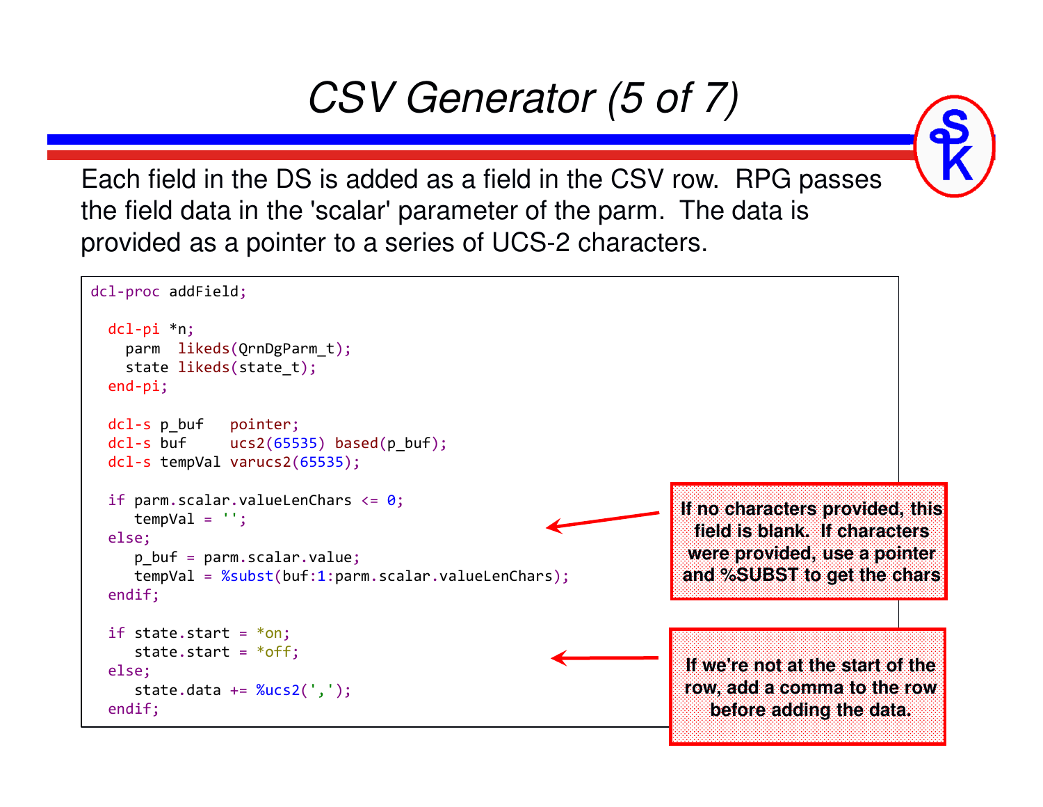# CSV Generator (5 of 7)

Each field in the DS is added as a field in the CSV row. RPG passes the field data in the 'scalar' parameter of the parm. The data is provided as a pointer to a series of UCS-2 characters.

```
dcl-proc addField;

  dcl-pi *n;
    parm  likeds(QrnDgParm_t);
    state likeds(state_t);
  end-pi;

  dcl-s p_buf   pointer;
  dcl-s buf     ucs2(65535) based(p_buf);
  dcl-s tempVal varucs2(65535);

  if parm.scalar.valueLenChars <= 0;
     tempVal = '';
  else;
     p_buf = parm.scalar.value;
     tempVal = %subst(buf:1:parm.scalar.valueLenChars);
  endif;

  if state.start = *on;
     state.start = *off;
  else;
     state.data += %ucs2(',');
  endif;
```

**If no characters provided, this field is blank. If characters were provided, use a pointer and %SUBST to get the chars**

**If we're not at the start of the row, add a comma to the row before adding the data.**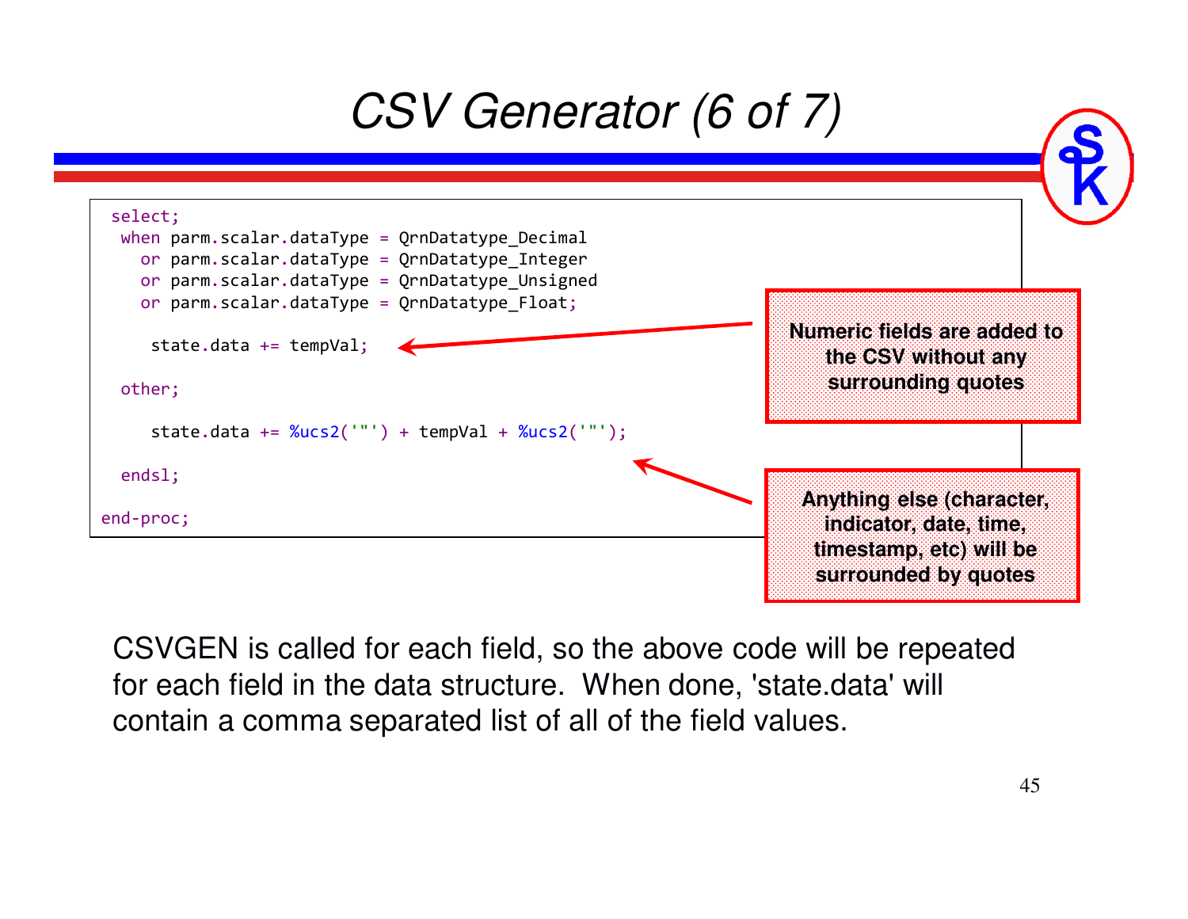# CSV Generator (6 of 7)

```
select;
 when parm.scalar.dataType = QrnDatatype_Decimal
   or parm.scalar.dataType = QrnDatatype_Integer
   or parm.scalar.dataType = QrnDatatype_Unsigned
   or parm.scalar.dataType = QrnDatatype_Float;

    state.data += tempVal;

 other;

    state.data += %ucs2('"') + tempVal + %ucs2('"');

 endsl;

end-proc;
```

**Numeric fields are added to the CSV without any surrounding quotes**

**Anything else (character, indicator, date, time, timestamp, etc) will be surrounded by quotes**

CSVGEN is called for each field, so the above code will be repeated for each field in the data structure. When done, 'state.data' will contain a comma separated list of all of the field values.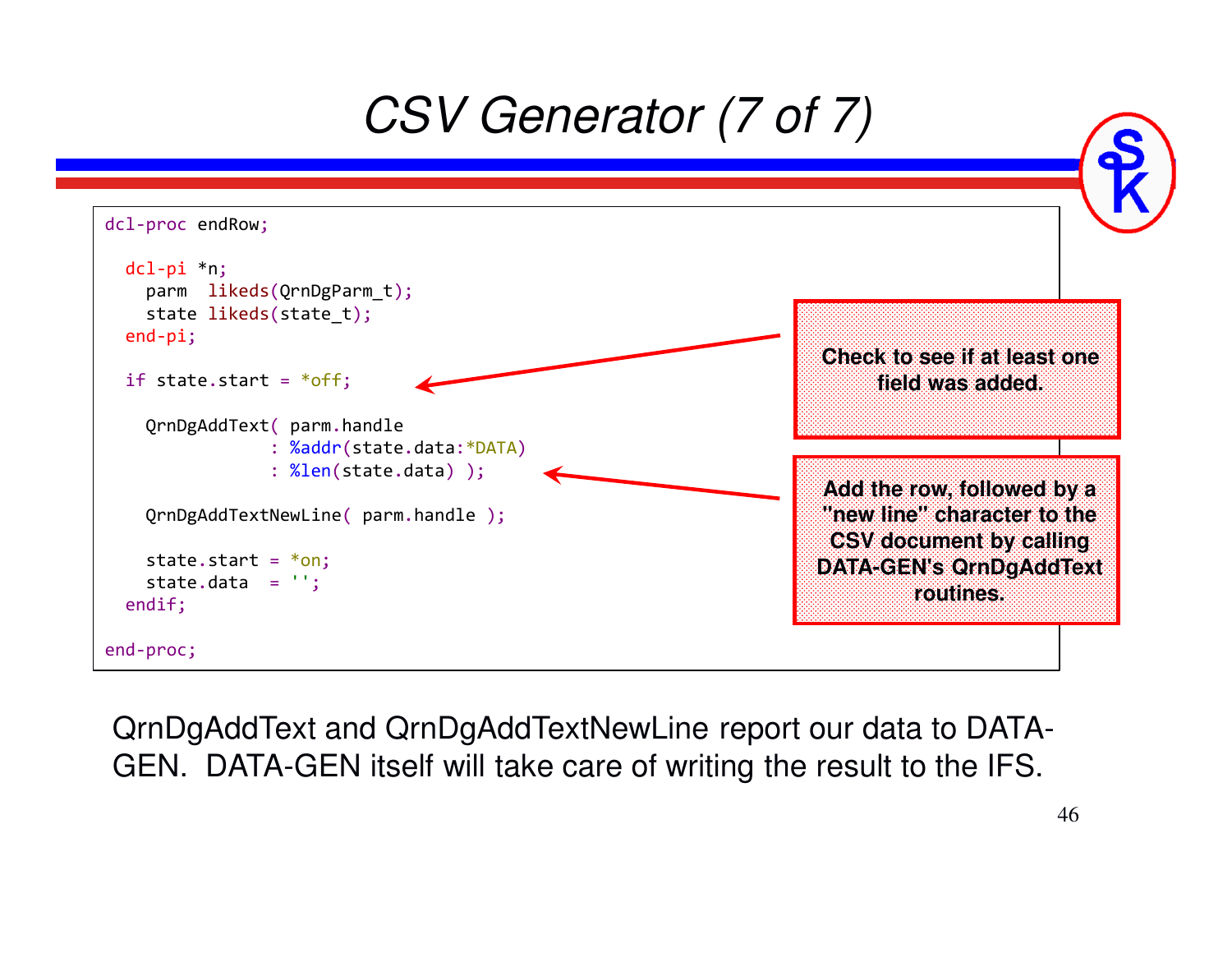# CSV Generator (7 of 7)

```
dcl-proc endRow;

  dcl-pi *n;
    parm  likeds(QrnDgParm_t);
    state likeds(state_t);
  end-pi;

  if state.start = *off;

    QrnDgAddText( parm.handle
                : %addr(state.data:*DATA)
                : %len(state.data) );

    QrnDgAddTextNewLine( parm.handle );

    state.start = *on;
    state.data  = '';
  endif;

end-proc;
```

**Check to see if at least one field was added.**

**Add the row, followed by a "new line" character to the CSV document by calling DATA-GEN's QrnDgAddText routines.**

QrnDgAddText and QrnDgAddTextNewLine report our data to DATA-GEN. DATA-GEN itself will take care of writing the result to the IFS.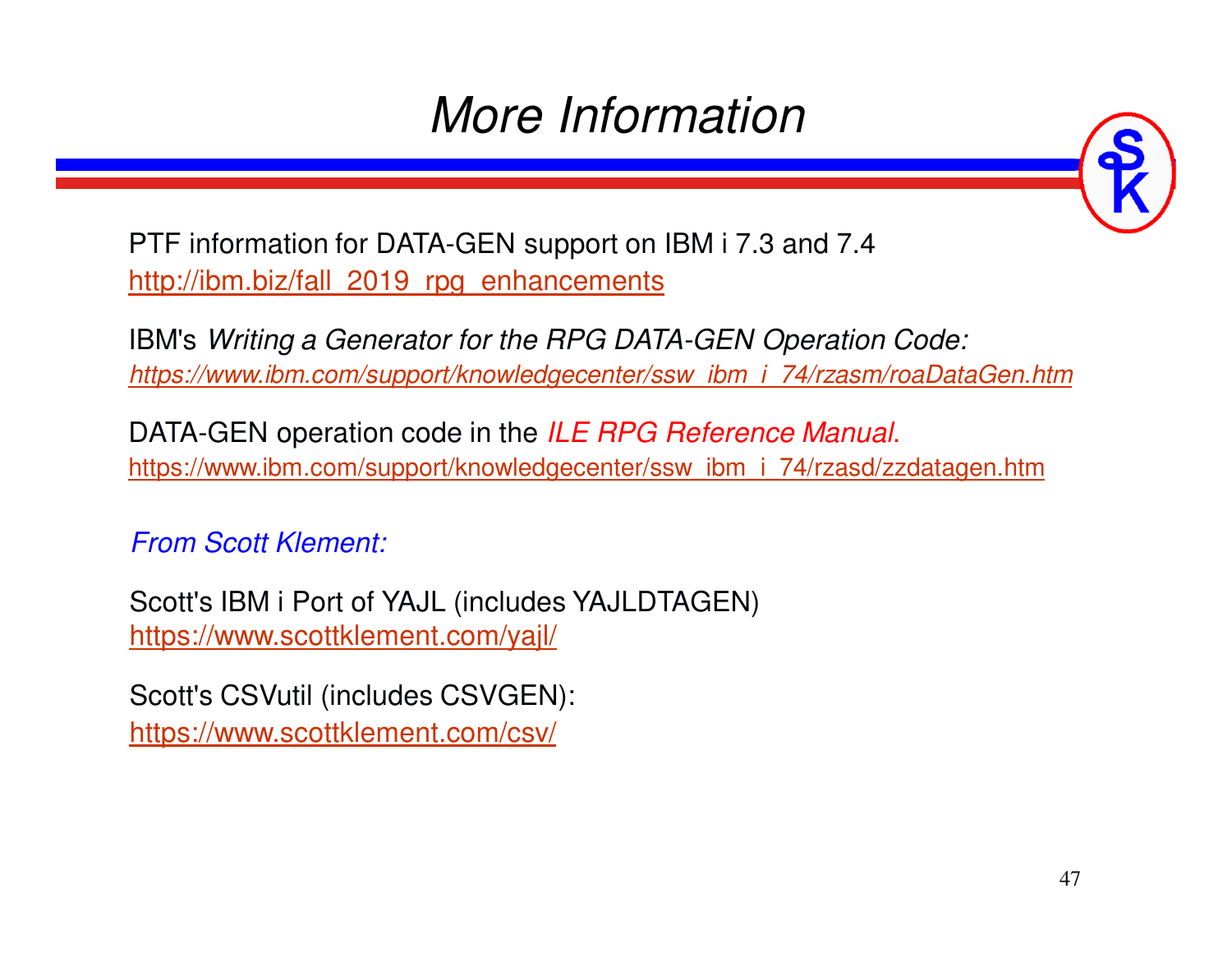# More Information

PTF information for DATA-GEN support on IBM i 7.3 and 7.4
http://ibm.biz/fall_2019_rpg_enhancements

IBM's *Writing a Generator for the RPG DATA-GEN Operation Code:*
*https://www.ibm.com/support/knowledgecenter/ssw_ibm_i_74/rzasm/roaDataGen.htm*

DATA-GEN operation code in the *ILE RPG Reference Manual*.
https://www.ibm.com/support/knowledgecenter/ssw_ibm_i_74/rzasd/zzdatagen.htm

*From Scott Klement:*

Scott's IBM i Port of YAJL (includes YAJLDTAGEN)
https://www.scottklement.com/yajl/

Scott's CSVutil (includes CSVGEN):
https://www.scottklement.com/csv/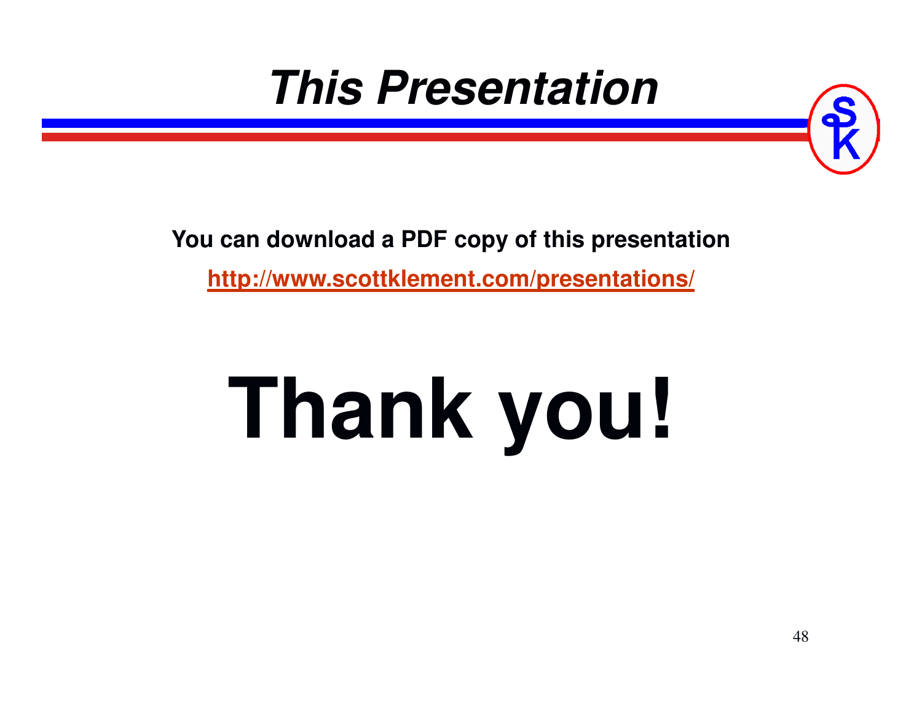# This Presentation

**You can download a PDF copy of this presentation**

**http://www.scottklement.com/presentations/**

# Thank you!